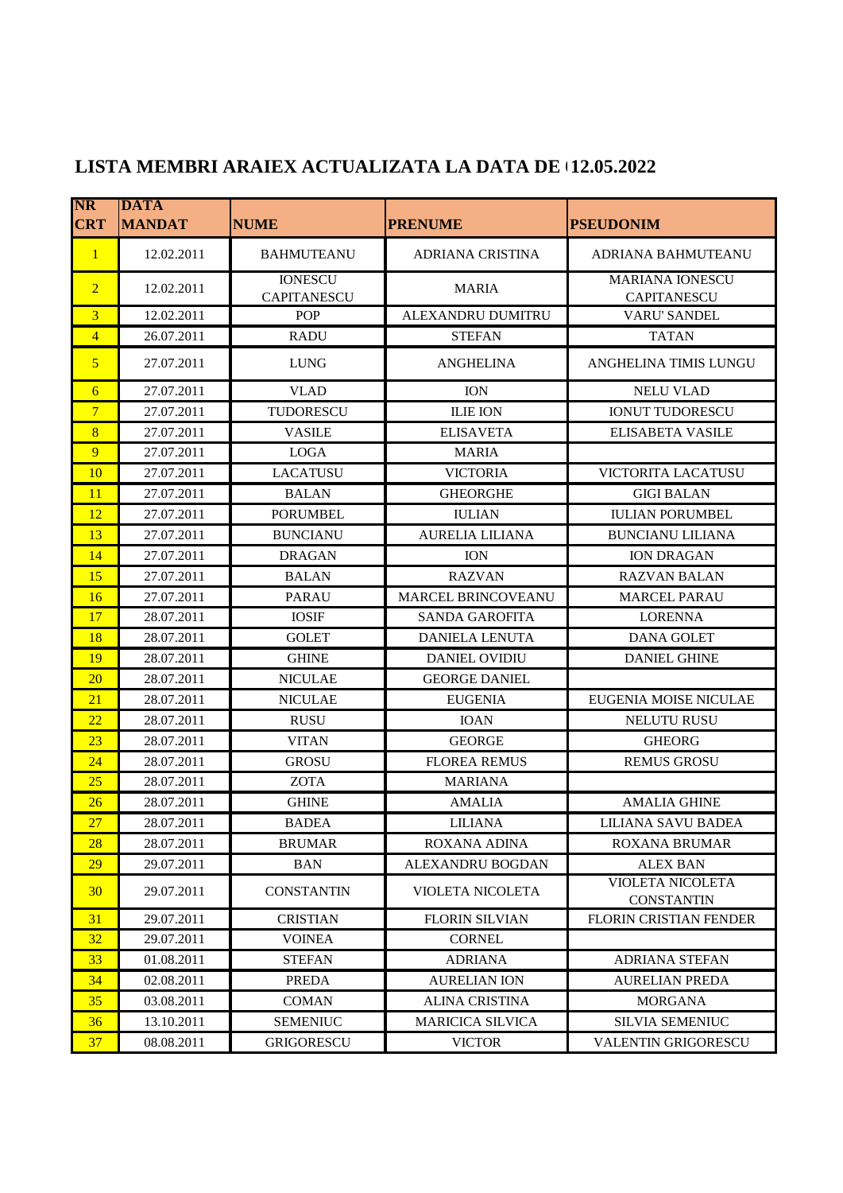## LISTA MEMBRI ARAIEX ACTUALIZATA LA DATA DE 12.05.2022

| NR CRT | DATA MANDAT | NUME | PRENUME | PSEUDONIM |
|---|---|---|---|---|
| 1 | 12.02.2011 | BAHMUTEANU | ADRIANA CRISTINA | ADRIANA BAHMUTEANU |
| 2 | 12.02.2011 | IONESCU CAPITANESCU | MARIA | MARIANA IONESCU CAPITANESCU |
| 3 | 12.02.2011 | POP | ALEXANDRU DUMITRU | VARU' SANDEL |
| 4 | 26.07.2011 | RADU | STEFAN | TATAN |
| 5 | 27.07.2011 | LUNG | ANGHELINA | ANGHELINA TIMIS LUNGU |
| 6 | 27.07.2011 | VLAD | ION | NELU VLAD |
| 7 | 27.07.2011 | TUDORESCU | ILIE ION | IONUT TUDORESCU |
| 8 | 27.07.2011 | VASILE | ELISAVETA | ELISABETA VASILE |
| 9 | 27.07.2011 | LOGA | MARIA | |
| 10 | 27.07.2011 | LACATUSU | VICTORIA | VICTORITA LACATUSU |
| 11 | 27.07.2011 | BALAN | GHEORGHE | GIGI BALAN |
| 12 | 27.07.2011 | PORUMBEL | IULIAN | IULIAN PORUMBEL |
| 13 | 27.07.2011 | BUNCIANU | AURELIA LILIANA | BUNCIANU LILIANA |
| 14 | 27.07.2011 | DRAGAN | ION | ION DRAGAN |
| 15 | 27.07.2011 | BALAN | RAZVAN | RAZVAN BALAN |
| 16 | 27.07.2011 | PARAU | MARCEL BRINCOVEANU | MARCEL PARAU |
| 17 | 28.07.2011 | IOSIF | SANDA GAROFITA | LORENNA |
| 18 | 28.07.2011 | GOLET | DANIELA LENUTA | DANA GOLET |
| 19 | 28.07.2011 | GHINE | DANIEL OVIDIU | DANIEL GHINE |
| 20 | 28.07.2011 | NICULAE | GEORGE DANIEL | |
| 21 | 28.07.2011 | NICULAE | EUGENIA | EUGENIA MOISE NICULAE |
| 22 | 28.07.2011 | RUSU | IOAN | NELUTU RUSU |
| 23 | 28.07.2011 | VITAN | GEORGE | GHEORG |
| 24 | 28.07.2011 | GROSU | FLOREA REMUS | REMUS GROSU |
| 25 | 28.07.2011 | ZOTA | MARIANA | |
| 26 | 28.07.2011 | GHINE | AMALIA | AMALIA GHINE |
| 27 | 28.07.2011 | BADEA | LILIANA | LILIANA SAVU BADEA |
| 28 | 28.07.2011 | BRUMAR | ROXANA ADINA | ROXANA BRUMAR |
| 29 | 29.07.2011 | BAN | ALEXANDRU BOGDAN | ALEX BAN |
| 30 | 29.07.2011 | CONSTANTIN | VIOLETA NICOLETA | VIOLETA NICOLETA CONSTANTIN |
| 31 | 29.07.2011 | CRISTIAN | FLORIN SILVIAN | FLORIN CRISTIAN FENDER |
| 32 | 29.07.2011 | VOINEA | CORNEL | |
| 33 | 01.08.2011 | STEFAN | ADRIANA | ADRIANA STEFAN |
| 34 | 02.08.2011 | PREDA | AURELIAN ION | AURELIAN PREDA |
| 35 | 03.08.2011 | COMAN | ALINA CRISTINA | MORGANA |
| 36 | 13.10.2011 | SEMENIUC | MARICICA SILVICA | SILVIA SEMENIUC |
| 37 | 08.08.2011 | GRIGORESCU | VICTOR | VALENTIN GRIGORESCU |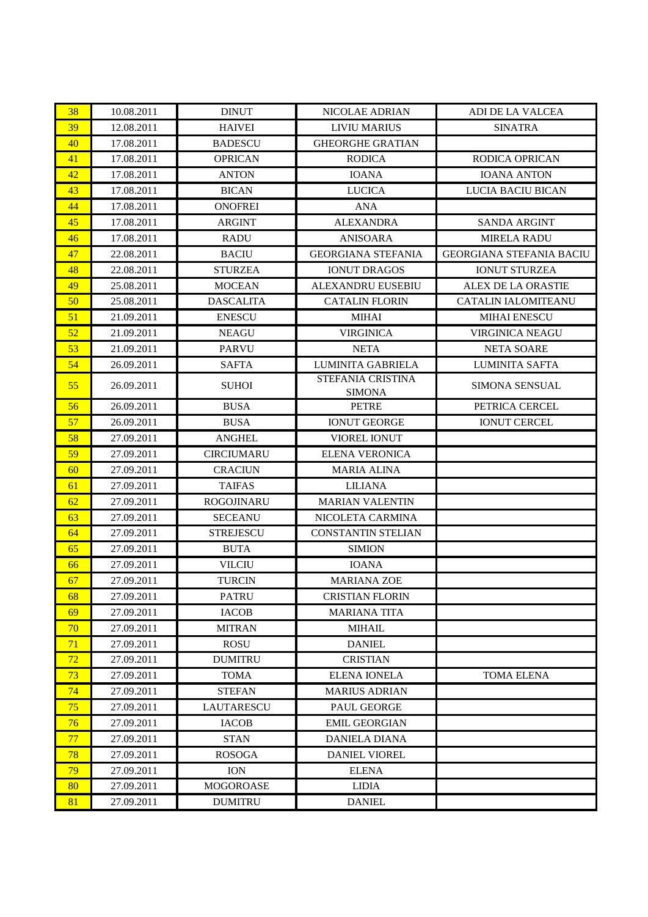| | | | | |
|---|---|---|---|---|
| 38 | 10.08.2011 | DINUT | NICOLAE ADRIAN | ADI DE LA VALCEA |
| 39 | 12.08.2011 | HAIVEI | LIVIU MARIUS | SINATRA |
| 40 | 17.08.2011 | BADESCU | GHEORGHE GRATIAN | |
| 41 | 17.08.2011 | OPRICAN | RODICA | RODICA OPRICAN |
| 42 | 17.08.2011 | ANTON | IOANA | IOANA ANTON |
| 43 | 17.08.2011 | BICAN | LUCICA | LUCIA BACIU BICAN |
| 44 | 17.08.2011 | ONOFREI | ANA | |
| 45 | 17.08.2011 | ARGINT | ALEXANDRA | SANDA ARGINT |
| 46 | 17.08.2011 | RADU | ANISOARA | MIRELA RADU |
| 47 | 22.08.2011 | BACIU | GEORGIANA STEFANIA | GEORGIANA STEFANIA BACIU |
| 48 | 22.08.2011 | STURZEA | IONUT DRAGOS | IONUT STURZEA |
| 49 | 25.08.2011 | MOCEAN | ALEXANDRU EUSEBIU | ALEX DE LA ORASTIE |
| 50 | 25.08.2011 | DASCALITA | CATALIN FLORIN | CATALIN IALOMITEANU |
| 51 | 21.09.2011 | ENESCU | MIHAI | MIHAI ENESCU |
| 52 | 21.09.2011 | NEAGU | VIRGINICA | VIRGINICA NEAGU |
| 53 | 21.09.2011 | PARVU | NETA | NETA SOARE |
| 54 | 26.09.2011 | SAFTA | LUMINITA GABRIELA | LUMINITA SAFTA |
| 55 | 26.09.2011 | SUHOI | STEFANIA CRISTINA SIMONA | SIMONA SENSUAL |
| 56 | 26.09.2011 | BUSA | PETRE | PETRICA CERCEL |
| 57 | 26.09.2011 | BUSA | IONUT GEORGE | IONUT CERCEL |
| 58 | 27.09.2011 | ANGHEL | VIOREL IONUT | |
| 59 | 27.09.2011 | CIRCIUMARU | ELENA VERONICA | |
| 60 | 27.09.2011 | CRACIUN | MARIA ALINA | |
| 61 | 27.09.2011 | TAIFAS | LILIANA | |
| 62 | 27.09.2011 | ROGOJINARU | MARIAN VALENTIN | |
| 63 | 27.09.2011 | SECEANU | NICOLETA CARMINA | |
| 64 | 27.09.2011 | STREJESCU | CONSTANTIN STELIAN | |
| 65 | 27.09.2011 | BUTA | SIMION | |
| 66 | 27.09.2011 | VILCIU | IOANA | |
| 67 | 27.09.2011 | TURCIN | MARIANA ZOE | |
| 68 | 27.09.2011 | PATRU | CRISTIAN FLORIN | |
| 69 | 27.09.2011 | IACOB | MARIANA TITA | |
| 70 | 27.09.2011 | MITRAN | MIHAIL | |
| 71 | 27.09.2011 | ROSU | DANIEL | |
| 72 | 27.09.2011 | DUMITRU | CRISTIAN | |
| 73 | 27.09.2011 | TOMA | ELENA IONELA | TOMA ELENA |
| 74 | 27.09.2011 | STEFAN | MARIUS ADRIAN | |
| 75 | 27.09.2011 | LAUTARESCU | PAUL GEORGE | |
| 76 | 27.09.2011 | IACOB | EMIL GEORGIAN | |
| 77 | 27.09.2011 | STAN | DANIELA DIANA | |
| 78 | 27.09.2011 | ROSOGA | DANIEL VIOREL | |
| 79 | 27.09.2011 | ION | ELENA | |
| 80 | 27.09.2011 | MOGOROASE | LIDIA | |
| 81 | 27.09.2011 | DUMITRU | DANIEL | |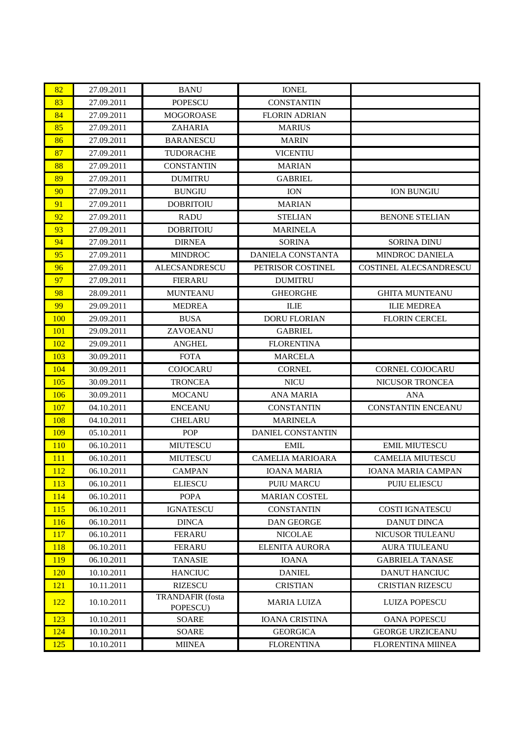| | | | | |
|---|---|---|---|---|
| 82 | 27.09.2011 | BANU | IONEL | |
| 83 | 27.09.2011 | POPESCU | CONSTANTIN | |
| 84 | 27.09.2011 | MOGOROASE | FLORIN ADRIAN | |
| 85 | 27.09.2011 | ZAHARIA | MARIUS | |
| 86 | 27.09.2011 | BARANESCU | MARIN | |
| 87 | 27.09.2011 | TUDORACHE | VICENTIU | |
| 88 | 27.09.2011 | CONSTANTIN | MARIAN | |
| 89 | 27.09.2011 | DUMITRU | GABRIEL | |
| 90 | 27.09.2011 | BUNGIU | ION | ION BUNGIU |
| 91 | 27.09.2011 | DOBRITOIU | MARIAN | |
| 92 | 27.09.2011 | RADU | STELIAN | BENONE STELIAN |
| 93 | 27.09.2011 | DOBRITOIU | MARINELA | |
| 94 | 27.09.2011 | DIRNEA | SORINA | SORINA DINU |
| 95 | 27.09.2011 | MINDROC | DANIELA CONSTANTA | MINDROC DANIELA |
| 96 | 27.09.2011 | ALECSANDRESCU | PETRISOR COSTINEL | COSTINEL ALECSANDRESCU |
| 97 | 27.09.2011 | FIERARU | DUMITRU | |
| 98 | 28.09.2011 | MUNTEANU | GHEORGHE | GHITA MUNTEANU |
| 99 | 29.09.2011 | MEDREA | ILIE | ILIE MEDREA |
| 100 | 29.09.2011 | BUSA | DORU FLORIAN | FLORIN CERCEL |
| 101 | 29.09.2011 | ZAVOEANU | GABRIEL | |
| 102 | 29.09.2011 | ANGHEL | FLORENTINA | |
| 103 | 30.09.2011 | FOTA | MARCELA | |
| 104 | 30.09.2011 | COJOCARU | CORNEL | CORNEL COJOCARU |
| 105 | 30.09.2011 | TRONCEA | NICU | NICUSOR TRONCEA |
| 106 | 30.09.2011 | MOCANU | ANA MARIA | ANA |
| 107 | 04.10.2011 | ENCEANU | CONSTANTIN | CONSTANTIN ENCEANU |
| 108 | 04.10.2011 | CHELARU | MARINELA | |
| 109 | 05.10.2011 | POP | DANIEL CONSTANTIN | |
| 110 | 06.10.2011 | MIUTESCU | EMIL | EMIL MIUTESCU |
| 111 | 06.10.2011 | MIUTESCU | CAMELIA MARIOARA | CAMELIA MIUTESCU |
| 112 | 06.10.2011 | CAMPAN | IOANA MARIA | IOANA MARIA CAMPAN |
| 113 | 06.10.2011 | ELIESCU | PUIU MARCU | PUIU ELIESCU |
| 114 | 06.10.2011 | POPA | MARIAN COSTEL | |
| 115 | 06.10.2011 | IGNATESCU | CONSTANTIN | COSTI IGNATESCU |
| 116 | 06.10.2011 | DINCA | DAN GEORGE | DANUT DINCA |
| 117 | 06.10.2011 | FERARU | NICOLAE | NICUSOR TIULEANU |
| 118 | 06.10.2011 | FERARU | ELENITA AURORA | AURA TIULEANU |
| 119 | 06.10.2011 | TANASIE | IOANA | GABRIELA TANASE |
| 120 | 10.10.2011 | HANCIUC | DANIEL | DANUT HANCIUC |
| 121 | 10.11.2011 | RIZESCU | CRISTIAN | CRISTIAN RIZESCU |
| 122 | 10.10.2011 | TRANDAFIR (fosta POPESCU) | MARIA LUIZA | LUIZA POPESCU |
| 123 | 10.10.2011 | SOARE | IOANA CRISTINA | OANA POPESCU |
| 124 | 10.10.2011 | SOARE | GEORGICA | GEORGE URZICEANU |
| 125 | 10.10.2011 | MIINEA | FLORENTINA | FLORENTINA MIINEA |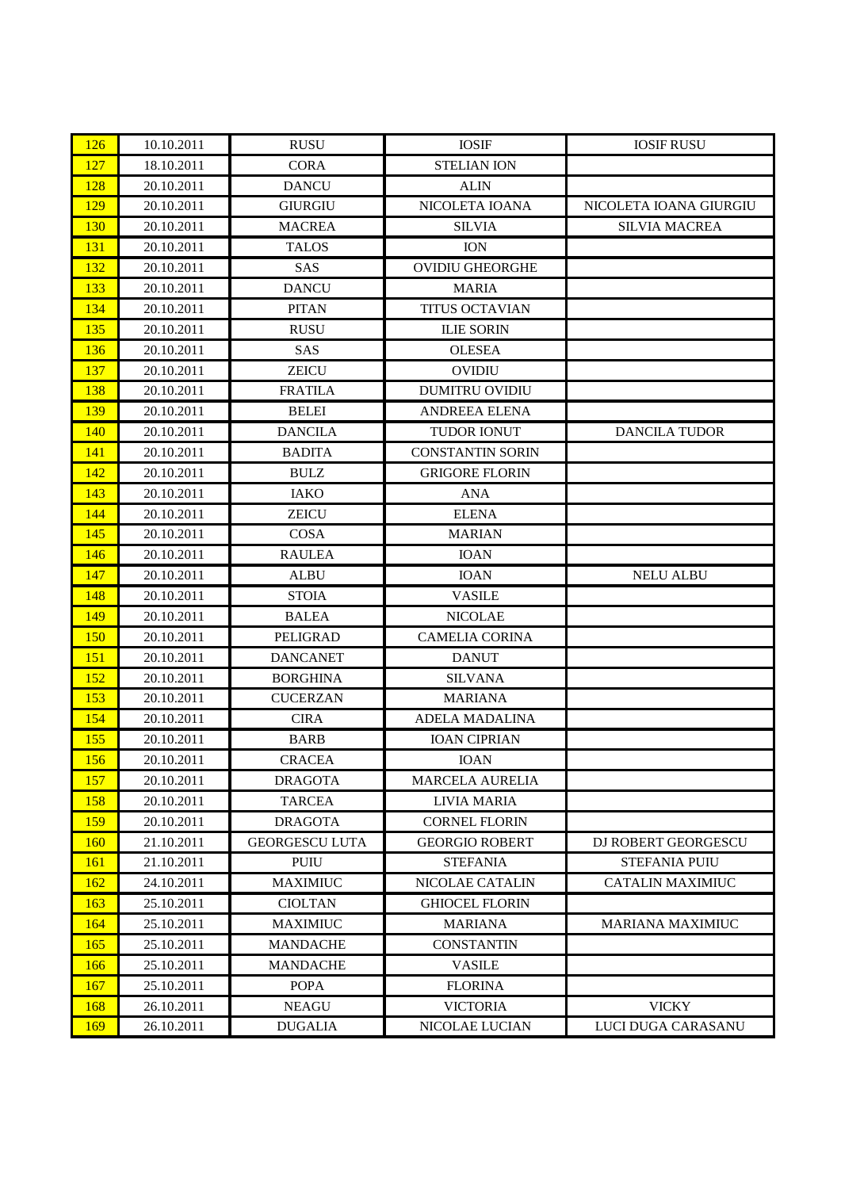| | | | | |
|---|---|---|---|---|
| 126 | 10.10.2011 | RUSU | IOSIF | IOSIF RUSU |
| 127 | 18.10.2011 | CORA | STELIAN ION | |
| 128 | 20.10.2011 | DANCU | ALIN | |
| 129 | 20.10.2011 | GIURGIU | NICOLETA IOANA | NICOLETA IOANA GIURGIU |
| 130 | 20.10.2011 | MACREA | SILVIA | SILVIA MACREA |
| 131 | 20.10.2011 | TALOS | ION | |
| 132 | 20.10.2011 | SAS | OVIDIU GHEORGHE | |
| 133 | 20.10.2011 | DANCU | MARIA | |
| 134 | 20.10.2011 | PITAN | TITUS OCTAVIAN | |
| 135 | 20.10.2011 | RUSU | ILIE SORIN | |
| 136 | 20.10.2011 | SAS | OLESEA | |
| 137 | 20.10.2011 | ZEICU | OVIDIU | |
| 138 | 20.10.2011 | FRATILA | DUMITRU OVIDIU | |
| 139 | 20.10.2011 | BELEI | ANDREEA ELENA | |
| 140 | 20.10.2011 | DANCILA | TUDOR IONUT | DANCILA TUDOR |
| 141 | 20.10.2011 | BADITA | CONSTANTIN SORIN | |
| 142 | 20.10.2011 | BULZ | GRIGORE FLORIN | |
| 143 | 20.10.2011 | IAKO | ANA | |
| 144 | 20.10.2011 | ZEICU | ELENA | |
| 145 | 20.10.2011 | COSA | MARIAN | |
| 146 | 20.10.2011 | RAULEA | IOAN | |
| 147 | 20.10.2011 | ALBU | IOAN | NELU ALBU |
| 148 | 20.10.2011 | STOIA | VASILE | |
| 149 | 20.10.2011 | BALEA | NICOLAE | |
| 150 | 20.10.2011 | PELIGRAD | CAMELIA CORINA | |
| 151 | 20.10.2011 | DANCANET | DANUT | |
| 152 | 20.10.2011 | BORGHINA | SILVANA | |
| 153 | 20.10.2011 | CUCERZAN | MARIANA | |
| 154 | 20.10.2011 | CIRA | ADELA MADALINA | |
| 155 | 20.10.2011 | BARB | IOAN CIPRIAN | |
| 156 | 20.10.2011 | CRACEA | IOAN | |
| 157 | 20.10.2011 | DRAGOTA | MARCELA AURELIA | |
| 158 | 20.10.2011 | TARCEA | LIVIA MARIA | |
| 159 | 20.10.2011 | DRAGOTA | CORNEL FLORIN | |
| 160 | 21.10.2011 | GEORGESCU LUTA | GEORGIO ROBERT | DJ ROBERT GEORGESCU |
| 161 | 21.10.2011 | PUIU | STEFANIA | STEFANIA PUIU |
| 162 | 24.10.2011 | MAXIMIUC | NICOLAE CATALIN | CATALIN MAXIMIUC |
| 163 | 25.10.2011 | CIOLTAN | GHIOCEL FLORIN | |
| 164 | 25.10.2011 | MAXIMIUC | MARIANA | MARIANA MAXIMIUC |
| 165 | 25.10.2011 | MANDACHE | CONSTANTIN | |
| 166 | 25.10.2011 | MANDACHE | VASILE | |
| 167 | 25.10.2011 | POPA | FLORINA | |
| 168 | 26.10.2011 | NEAGU | VICTORIA | VICKY |
| 169 | 26.10.2011 | DUGALIA | NICOLAE LUCIAN | LUCI DUGA CARASANU |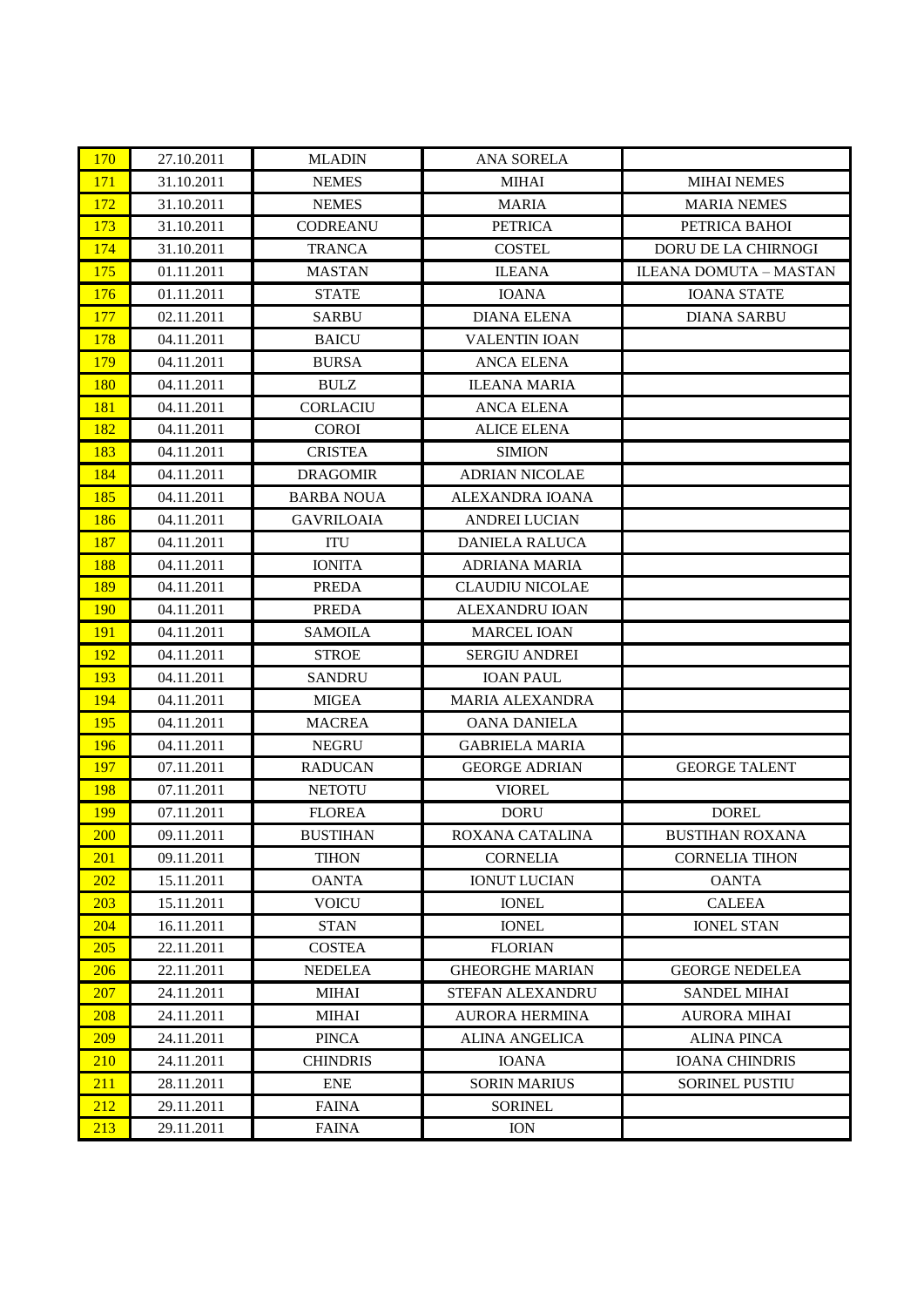| | | | | |
|---|---|---|---|---|
| 170 | 27.10.2011 | MLADIN | ANA SORELA | |
| 171 | 31.10.2011 | NEMES | MIHAI | MIHAI NEMES |
| 172 | 31.10.2011 | NEMES | MARIA | MARIA NEMES |
| 173 | 31.10.2011 | CODREANU | PETRICA | PETRICA BAHOI |
| 174 | 31.10.2011 | TRANCA | COSTEL | DORU DE LA CHIRNOGI |
| 175 | 01.11.2011 | MASTAN | ILEANA | ILEANA DOMUTA – MASTAN |
| 176 | 01.11.2011 | STATE | IOANA | IOANA STATE |
| 177 | 02.11.2011 | SARBU | DIANA ELENA | DIANA SARBU |
| 178 | 04.11.2011 | BAICU | VALENTIN IOAN | |
| 179 | 04.11.2011 | BURSA | ANCA ELENA | |
| 180 | 04.11.2011 | BULZ | ILEANA MARIA | |
| 181 | 04.11.2011 | CORLACIU | ANCA ELENA | |
| 182 | 04.11.2011 | COROI | ALICE ELENA | |
| 183 | 04.11.2011 | CRISTEA | SIMION | |
| 184 | 04.11.2011 | DRAGOMIR | ADRIAN NICOLAE | |
| 185 | 04.11.2011 | BARBA NOUA | ALEXANDRA IOANA | |
| 186 | 04.11.2011 | GAVRILOAIA | ANDREI LUCIAN | |
| 187 | 04.11.2011 | ITU | DANIELA RALUCA | |
| 188 | 04.11.2011 | IONITA | ADRIANA MARIA | |
| 189 | 04.11.2011 | PREDA | CLAUDIU NICOLAE | |
| 190 | 04.11.2011 | PREDA | ALEXANDRU IOAN | |
| 191 | 04.11.2011 | SAMOILA | MARCEL IOAN | |
| 192 | 04.11.2011 | STROE | SERGIU ANDREI | |
| 193 | 04.11.2011 | SANDRU | IOAN PAUL | |
| 194 | 04.11.2011 | MIGEA | MARIA ALEXANDRA | |
| 195 | 04.11.2011 | MACREA | OANA DANIELA | |
| 196 | 04.11.2011 | NEGRU | GABRIELA MARIA | |
| 197 | 07.11.2011 | RADUCAN | GEORGE ADRIAN | GEORGE TALENT |
| 198 | 07.11.2011 | NETOTU | VIOREL | |
| 199 | 07.11.2011 | FLOREA | DORU | DOREL |
| 200 | 09.11.2011 | BUSTIHAN | ROXANA CATALINA | BUSTIHAN ROXANA |
| 201 | 09.11.2011 | TIHON | CORNELIA | CORNELIA TIHON |
| 202 | 15.11.2011 | OANTA | IONUT LUCIAN | OANTA |
| 203 | 15.11.2011 | VOICU | IONEL | CALEEA |
| 204 | 16.11.2011 | STAN | IONEL | IONEL STAN |
| 205 | 22.11.2011 | COSTEA | FLORIAN | |
| 206 | 22.11.2011 | NEDELEA | GHEORGHE MARIAN | GEORGE NEDELEA |
| 207 | 24.11.2011 | MIHAI | STEFAN ALEXANDRU | SANDEL MIHAI |
| 208 | 24.11.2011 | MIHAI | AURORA HERMINA | AURORA MIHAI |
| 209 | 24.11.2011 | PINCA | ALINA ANGELICA | ALINA PINCA |
| 210 | 24.11.2011 | CHINDRIS | IOANA | IOANA CHINDRIS |
| 211 | 28.11.2011 | ENE | SORIN MARIUS | SORINEL PUSTIU |
| 212 | 29.11.2011 | FAINA | SORINEL | |
| 213 | 29.11.2011 | FAINA | ION | |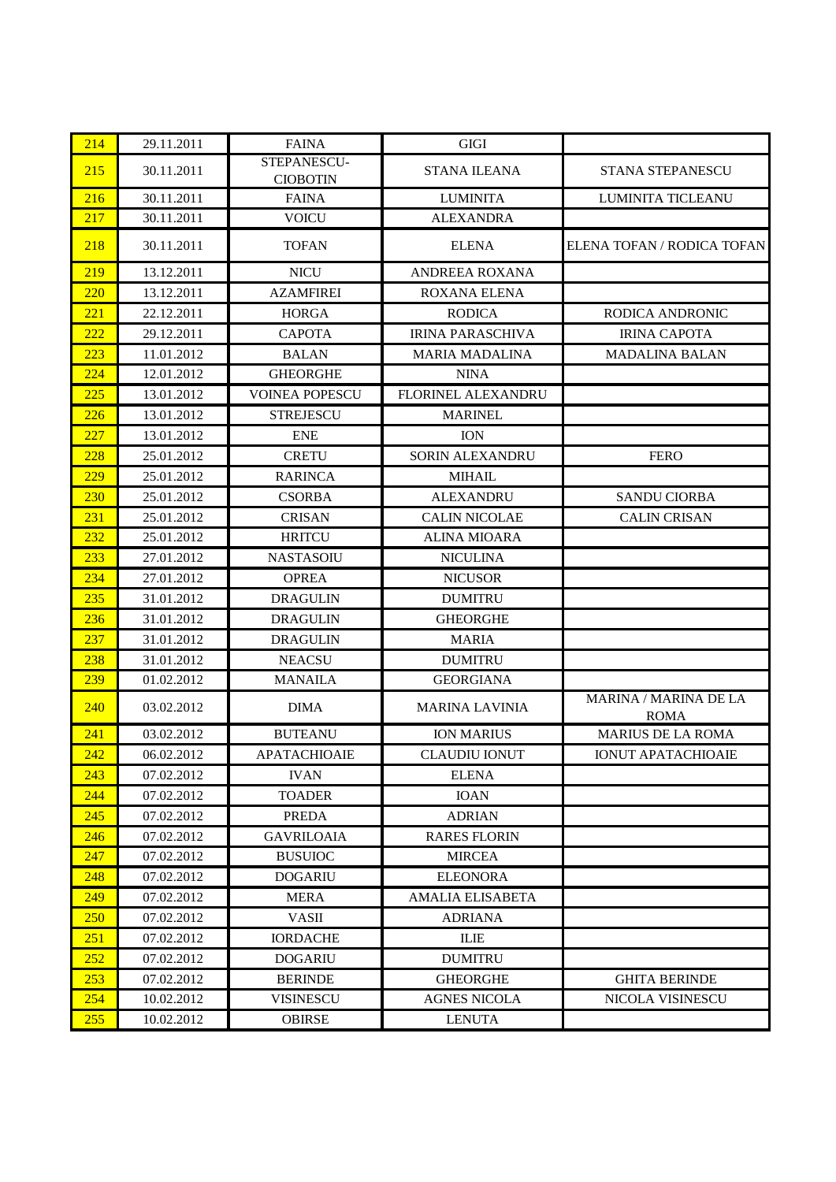| 214 | 29.11.2011 | FAINA | GIGI | |
|---|---|---|---|---|
| 215 | 30.11.2011 | STEPANESCU-CIOBOTIN | STANA ILEANA | STANA STEPANESCU |
| 216 | 30.11.2011 | FAINA | LUMINITA | LUMINITA TICLEANU |
| 217 | 30.11.2011 | VOICU | ALEXANDRA | |
| 218 | 30.11.2011 | TOFAN | ELENA | ELENA TOFAN / RODICA TOFAN |
| 219 | 13.12.2011 | NICU | ANDREEA ROXANA | |
| 220 | 13.12.2011 | AZAMFIREI | ROXANA ELENA | |
| 221 | 22.12.2011 | HORGA | RODICA | RODICA ANDRONIC |
| 222 | 29.12.2011 | CAPOTA | IRINA PARASCHIVA | IRINA CAPOTA |
| 223 | 11.01.2012 | BALAN | MARIA MADALINA | MADALINA BALAN |
| 224 | 12.01.2012 | GHEORGHE | NINA | |
| 225 | 13.01.2012 | VOINEA POPESCU | FLORINEL ALEXANDRU | |
| 226 | 13.01.2012 | STREJESCU | MARINEL | |
| 227 | 13.01.2012 | ENE | ION | |
| 228 | 25.01.2012 | CRETU | SORIN ALEXANDRU | FERO |
| 229 | 25.01.2012 | RARINCA | MIHAIL | |
| 230 | 25.01.2012 | CSORBA | ALEXANDRU | SANDU CIORBA |
| 231 | 25.01.2012 | CRISAN | CALIN NICOLAE | CALIN CRISAN |
| 232 | 25.01.2012 | HRITCU | ALINA MIOARA | |
| 233 | 27.01.2012 | NASTASOIU | NICULINA | |
| 234 | 27.01.2012 | OPREA | NICUSOR | |
| 235 | 31.01.2012 | DRAGULIN | DUMITRU | |
| 236 | 31.01.2012 | DRAGULIN | GHEORGHE | |
| 237 | 31.01.2012 | DRAGULIN | MARIA | |
| 238 | 31.01.2012 | NEACSU | DUMITRU | |
| 239 | 01.02.2012 | MANAILA | GEORGIANA | |
| 240 | 03.02.2012 | DIMA | MARINA LAVINIA | MARINA / MARINA DE LA ROMA |
| 241 | 03.02.2012 | BUTEANU | ION MARIUS | MARIUS DE LA ROMA |
| 242 | 06.02.2012 | APATACHIOAIE | CLAUDIU IONUT | IONUT APATACHIOAIE |
| 243 | 07.02.2012 | IVAN | ELENA | |
| 244 | 07.02.2012 | TOADER | IOAN | |
| 245 | 07.02.2012 | PREDA | ADRIAN | |
| 246 | 07.02.2012 | GAVRILOAIA | RARES FLORIN | |
| 247 | 07.02.2012 | BUSUIOC | MIRCEA | |
| 248 | 07.02.2012 | DOGARIU | ELEONORA | |
| 249 | 07.02.2012 | MERA | AMALIA ELISABETA | |
| 250 | 07.02.2012 | VASII | ADRIANA | |
| 251 | 07.02.2012 | IORDACHE | ILIE | |
| 252 | 07.02.2012 | DOGARIU | DUMITRU | |
| 253 | 07.02.2012 | BERINDE | GHEORGHE | GHITA BERINDE |
| 254 | 10.02.2012 | VISINESCU | AGNES NICOLA | NICOLA VISINESCU |
| 255 | 10.02.2012 | OBIRSE | LENUTA | |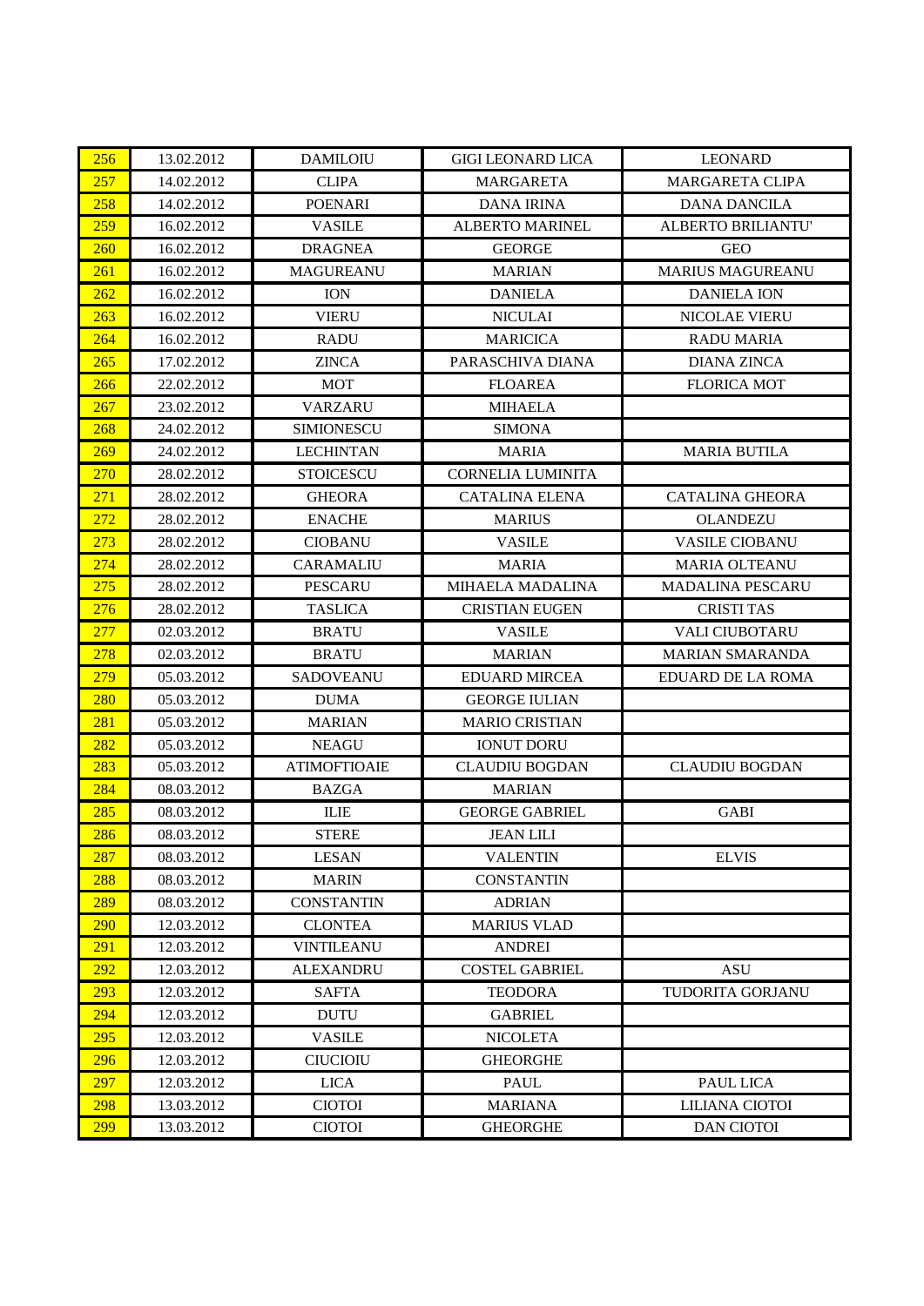| 256 | 13.02.2012 | DAMILOIU | GIGI LEONARD LICA | LEONARD |
|---|---|---|---|---|
| 257 | 14.02.2012 | CLIPA | MARGARETA | MARGARETA CLIPA |
| 258 | 14.02.2012 | POENARI | DANA IRINA | DANA DANCILA |
| 259 | 16.02.2012 | VASILE | ALBERTO MARINEL | ALBERTO BRILIANTU' |
| 260 | 16.02.2012 | DRAGNEA | GEORGE | GEO |
| 261 | 16.02.2012 | MAGUREANU | MARIAN | MARIUS MAGUREANU |
| 262 | 16.02.2012 | ION | DANIELA | DANIELA ION |
| 263 | 16.02.2012 | VIERU | NICULAI | NICOLAE VIERU |
| 264 | 16.02.2012 | RADU | MARICICA | RADU MARIA |
| 265 | 17.02.2012 | ZINCA | PARASCHIVA DIANA | DIANA ZINCA |
| 266 | 22.02.2012 | MOT | FLOAREA | FLORICA MOT |
| 267 | 23.02.2012 | VARZARU | MIHAELA | |
| 268 | 24.02.2012 | SIMIONESCU | SIMONA | |
| 269 | 24.02.2012 | LECHINTAN | MARIA | MARIA BUTILA |
| 270 | 28.02.2012 | STOICESCU | CORNELIA LUMINITA | |
| 271 | 28.02.2012 | GHEORA | CATALINA ELENA | CATALINA GHEORA |
| 272 | 28.02.2012 | ENACHE | MARIUS | OLANDEZU |
| 273 | 28.02.2012 | CIOBANU | VASILE | VASILE CIOBANU |
| 274 | 28.02.2012 | CARAMALIU | MARIA | MARIA OLTEANU |
| 275 | 28.02.2012 | PESCARU | MIHAELA MADALINA | MADALINA PESCARU |
| 276 | 28.02.2012 | TASLICA | CRISTIAN EUGEN | CRISTI TAS |
| 277 | 02.03.2012 | BRATU | VASILE | VALI CIUBOTARU |
| 278 | 02.03.2012 | BRATU | MARIAN | MARIAN SMARANDA |
| 279 | 05.03.2012 | SADOVEANU | EDUARD MIRCEA | EDUARD DE LA ROMA |
| 280 | 05.03.2012 | DUMA | GEORGE IULIAN | |
| 281 | 05.03.2012 | MARIAN | MARIO CRISTIAN | |
| 282 | 05.03.2012 | NEAGU | IONUT DORU | |
| 283 | 05.03.2012 | ATIMOFTIOAIE | CLAUDIU BOGDAN | CLAUDIU BOGDAN |
| 284 | 08.03.2012 | BAZGA | MARIAN | |
| 285 | 08.03.2012 | ILIE | GEORGE GABRIEL | GABI |
| 286 | 08.03.2012 | STERE | JEAN LILI | |
| 287 | 08.03.2012 | LESAN | VALENTIN | ELVIS |
| 288 | 08.03.2012 | MARIN | CONSTANTIN | |
| 289 | 08.03.2012 | CONSTANTIN | ADRIAN | |
| 290 | 12.03.2012 | CLONTEA | MARIUS VLAD | |
| 291 | 12.03.2012 | VINTILEANU | ANDREI | |
| 292 | 12.03.2012 | ALEXANDRU | COSTEL GABRIEL | ASU |
| 293 | 12.03.2012 | SAFTA | TEODORA | TUDORITA GORJANU |
| 294 | 12.03.2012 | DUTU | GABRIEL | |
| 295 | 12.03.2012 | VASILE | NICOLETA | |
| 296 | 12.03.2012 | CIUCIOIU | GHEORGHE | |
| 297 | 12.03.2012 | LICA | PAUL | PAUL LICA |
| 298 | 13.03.2012 | CIOTOI | MARIANA | LILIANA CIOTOI |
| 299 | 13.03.2012 | CIOTOI | GHEORGHE | DAN CIOTOI |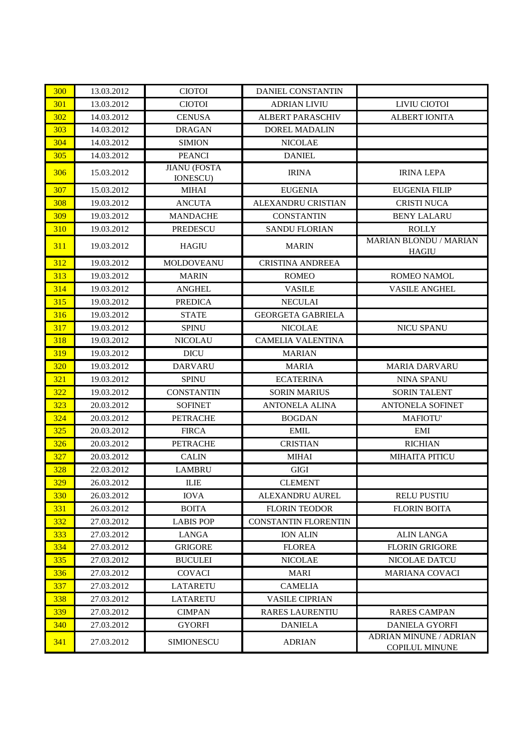| 300 | 13.03.2012 | CIOTOI | DANIEL CONSTANTIN | |
|---|---|---|---|---|
| 301 | 13.03.2012 | CIOTOI | ADRIAN LIVIU | LIVIU CIOTOI |
| 302 | 14.03.2012 | CENUSA | ALBERT PARASCHIV | ALBERT IONITA |
| 303 | 14.03.2012 | DRAGAN | DOREL MADALIN | |
| 304 | 14.03.2012 | SIMION | NICOLAE | |
| 305 | 14.03.2012 | PEANCI | DANIEL | |
| 306 | 15.03.2012 | JIANU (FOSTA IONESCU) | IRINA | IRINA LEPA |
| 307 | 15.03.2012 | MIHAI | EUGENIA | EUGENIA FILIP |
| 308 | 19.03.2012 | ANCUTA | ALEXANDRU CRISTIAN | CRISTI NUCA |
| 309 | 19.03.2012 | MANDACHE | CONSTANTIN | BENY LALARU |
| 310 | 19.03.2012 | PREDESCU | SANDU FLORIAN | ROLLY |
| 311 | 19.03.2012 | HAGIU | MARIN | MARIAN BLONDU / MARIAN HAGIU |
| 312 | 19.03.2012 | MOLDOVEANU | CRISTINA ANDREEA | |
| 313 | 19.03.2012 | MARIN | ROMEO | ROMEO NAMOL |
| 314 | 19.03.2012 | ANGHEL | VASILE | VASILE ANGHEL |
| 315 | 19.03.2012 | PREDICA | NECULAI | |
| 316 | 19.03.2012 | STATE | GEORGETA GABRIELA | |
| 317 | 19.03.2012 | SPINU | NICOLAE | NICU SPANU |
| 318 | 19.03.2012 | NICOLAU | CAMELIA VALENTINA | |
| 319 | 19.03.2012 | DICU | MARIAN | |
| 320 | 19.03.2012 | DARVARU | MARIA | MARIA DARVARU |
| 321 | 19.03.2012 | SPINU | ECATERINA | NINA SPANU |
| 322 | 19.03.2012 | CONSTANTIN | SORIN MARIUS | SORIN TALENT |
| 323 | 20.03.2012 | SOFINET | ANTONELA ALINA | ANTONELA SOFINET |
| 324 | 20.03.2012 | PETRACHE | BOGDAN | MAFIOTU' |
| 325 | 20.03.2012 | FIRCA | EMIL | EMI |
| 326 | 20.03.2012 | PETRACHE | CRISTIAN | RICHIAN |
| 327 | 20.03.2012 | CALIN | MIHAI | MIHAITA PITICU |
| 328 | 22.03.2012 | LAMBRU | GIGI | |
| 329 | 26.03.2012 | ILIE | CLEMENT | |
| 330 | 26.03.2012 | IOVA | ALEXANDRU AUREL | RELU PUSTIU |
| 331 | 26.03.2012 | BOITA | FLORIN TEODOR | FLORIN BOITA |
| 332 | 27.03.2012 | LABIS POP | CONSTANTIN FLORENTIN | |
| 333 | 27.03.2012 | LANGA | ION ALIN | ALIN LANGA |
| 334 | 27.03.2012 | GRIGORE | FLOREA | FLORIN GRIGORE |
| 335 | 27.03.2012 | BUCULEI | NICOLAE | NICOLAE DATCU |
| 336 | 27.03.2012 | COVACI | MARI | MARIANA COVACI |
| 337 | 27.03.2012 | LATARETU | CAMELIA | |
| 338 | 27.03.2012 | LATARETU | VASILE CIPRIAN | |
| 339 | 27.03.2012 | CIMPAN | RARES LAURENTIU | RARES CAMPAN |
| 340 | 27.03.2012 | GYORFI | DANIELA | DANIELA GYORFI |
| 341 | 27.03.2012 | SIMIONESCU | ADRIAN | ADRIAN MINUNE / ADRIAN COPILUL MINUNE |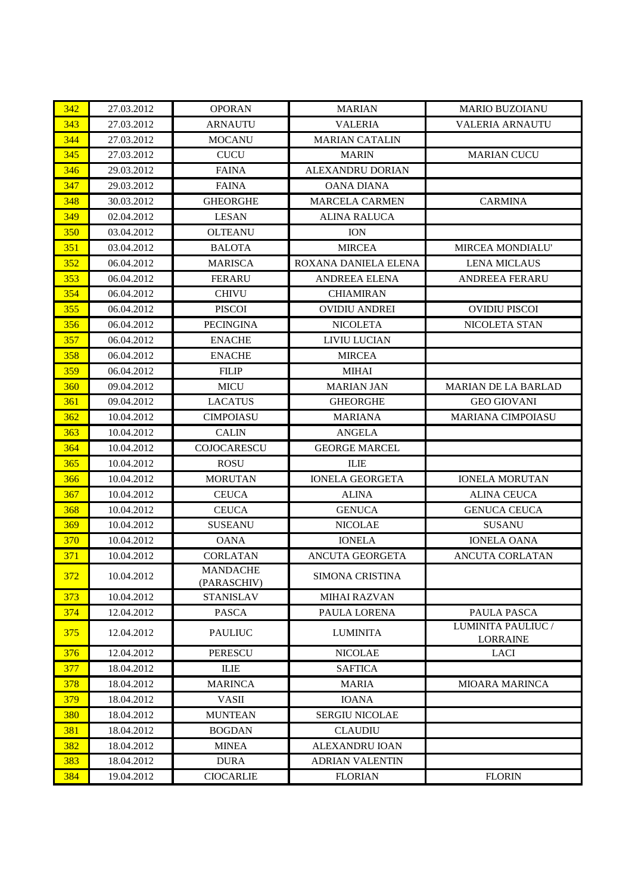| 342 | 27.03.2012 | OPORAN | MARIAN | MARIO BUZOIANU |
|---|---|---|---|---|
| 343 | 27.03.2012 | ARNAUTU | VALERIA | VALERIA ARNAUTU |
| 344 | 27.03.2012 | MOCANU | MARIAN CATALIN | |
| 345 | 27.03.2012 | CUCU | MARIN | MARIAN CUCU |
| 346 | 29.03.2012 | FAINA | ALEXANDRU DORIAN | |
| 347 | 29.03.2012 | FAINA | OANA DIANA | |
| 348 | 30.03.2012 | GHEORGHE | MARCELA CARMEN | CARMINA |
| 349 | 02.04.2012 | LESAN | ALINA RALUCA | |
| 350 | 03.04.2012 | OLTEANU | ION | |
| 351 | 03.04.2012 | BALOTA | MIRCEA | MIRCEA MONDIALU' |
| 352 | 06.04.2012 | MARISCA | ROXANA DANIELA ELENA | LENA MICLAUS |
| 353 | 06.04.2012 | FERARU | ANDREEA ELENA | ANDREEA FERARU |
| 354 | 06.04.2012 | CHIVU | CHIAMIRAN | |
| 355 | 06.04.2012 | PISCOI | OVIDIU ANDREI | OVIDIU PISCOI |
| 356 | 06.04.2012 | PECINGINA | NICOLETA | NICOLETA STAN |
| 357 | 06.04.2012 | ENACHE | LIVIU LUCIAN | |
| 358 | 06.04.2012 | ENACHE | MIRCEA | |
| 359 | 06.04.2012 | FILIP | MIHAI | |
| 360 | 09.04.2012 | MICU | MARIAN JAN | MARIAN DE LA BARLAD |
| 361 | 09.04.2012 | LACATUS | GHEORGHE | GEO GIOVANI |
| 362 | 10.04.2012 | CIMPOIASU | MARIANA | MARIANA CIMPOIASU |
| 363 | 10.04.2012 | CALIN | ANGELA | |
| 364 | 10.04.2012 | COJOCARESCU | GEORGE MARCEL | |
| 365 | 10.04.2012 | ROSU | ILIE | |
| 366 | 10.04.2012 | MORUTAN | IONELA GEORGETA | IONELA MORUTAN |
| 367 | 10.04.2012 | CEUCA | ALINA | ALINA CEUCA |
| 368 | 10.04.2012 | CEUCA | GENUCA | GENUCA CEUCA |
| 369 | 10.04.2012 | SUSEANU | NICOLAE | SUSANU |
| 370 | 10.04.2012 | OANA | IONELA | IONELA OANA |
| 371 | 10.04.2012 | CORLATAN | ANCUTA GEORGETA | ANCUTA CORLATAN |
| 372 | 10.04.2012 | MANDACHE (PARASCHIV) | SIMONA CRISTINA | |
| 373 | 10.04.2012 | STANISLAV | MIHAI RAZVAN | |
| 374 | 12.04.2012 | PASCA | PAULA LORENA | PAULA PASCA |
| 375 | 12.04.2012 | PAULIUC | LUMINITA | LUMINITA PAULIUC / LORRAINE |
| 376 | 12.04.2012 | PERESCU | NICOLAE | LACI |
| 377 | 18.04.2012 | ILIE | SAFTICA | |
| 378 | 18.04.2012 | MARINCA | MARIA | MIOARA MARINCA |
| 379 | 18.04.2012 | VASII | IOANA | |
| 380 | 18.04.2012 | MUNTEAN | SERGIU NICOLAE | |
| 381 | 18.04.2012 | BOGDAN | CLAUDIU | |
| 382 | 18.04.2012 | MINEA | ALEXANDRU IOAN | |
| 383 | 18.04.2012 | DURA | ADRIAN VALENTIN | |
| 384 | 19.04.2012 | CIOCARLIE | FLORIAN | FLORIN |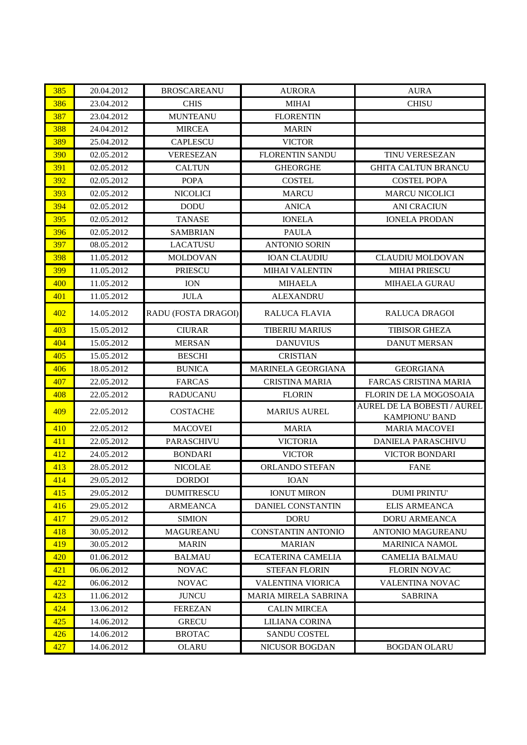| 385 | 20.04.2012 | BROSCAREANU | AURORA | AURA |
|---|---|---|---|---|
| 386 | 23.04.2012 | CHIS | MIHAI | CHISU |
| 387 | 23.04.2012 | MUNTEANU | FLORENTIN | |
| 388 | 24.04.2012 | MIRCEA | MARIN | |
| 389 | 25.04.2012 | CAPLESCU | VICTOR | |
| 390 | 02.05.2012 | VERESEZAN | FLORENTIN SANDU | TINU VERESEZAN |
| 391 | 02.05.2012 | CALTUN | GHEORGHE | GHITA CALTUN BRANCU |
| 392 | 02.05.2012 | POPA | COSTEL | COSTEL POPA |
| 393 | 02.05.2012 | NICOLICI | MARCU | MARCU NICOLICI |
| 394 | 02.05.2012 | DODU | ANICA | ANI CRACIUN |
| 395 | 02.05.2012 | TANASE | IONELA | IONELA PRODAN |
| 396 | 02.05.2012 | SAMBRIAN | PAULA | |
| 397 | 08.05.2012 | LACATUSU | ANTONIO SORIN | |
| 398 | 11.05.2012 | MOLDOVAN | IOAN CLAUDIU | CLAUDIU MOLDOVAN |
| 399 | 11.05.2012 | PRIESCU | MIHAI VALENTIN | MIHAI PRIESCU |
| 400 | 11.05.2012 | ION | MIHAELA | MIHAELA GURAU |
| 401 | 11.05.2012 | JULA | ALEXANDRU | |
| 402 | 14.05.2012 | RADU (FOSTA DRAGOI) | RALUCA FLAVIA | RALUCA DRAGOI |
| 403 | 15.05.2012 | CIURAR | TIBERIU MARIUS | TIBISOR GHEZA |
| 404 | 15.05.2012 | MERSAN | DANUVIUS | DANUT MERSAN |
| 405 | 15.05.2012 | BESCHI | CRISTIAN | |
| 406 | 18.05.2012 | BUNICA | MARINELA GEORGIANA | GEORGIANA |
| 407 | 22.05.2012 | FARCAS | CRISTINA MARIA | FARCAS CRISTINA MARIA |
| 408 | 22.05.2012 | RADUCANU | FLORIN | FLORIN DE LA MOGOSOAIA |
| 409 | 22.05.2012 | COSTACHE | MARIUS AUREL | AUREL DE LA BOBESTI / AUREL KAMPIONU' BAND |
| 410 | 22.05.2012 | MACOVEI | MARIA | MARIA MACOVEI |
| 411 | 22.05.2012 | PARASCHIVU | VICTORIA | DANIELA PARASCHIVU |
| 412 | 24.05.2012 | BONDARI | VICTOR | VICTOR BONDARI |
| 413 | 28.05.2012 | NICOLAE | ORLANDO STEFAN | FANE |
| 414 | 29.05.2012 | DORDOI | IOAN | |
| 415 | 29.05.2012 | DUMITRESCU | IONUT MIRON | DUMI PRINTU' |
| 416 | 29.05.2012 | ARMEANCA | DANIEL CONSTANTIN | ELIS ARMEANCA |
| 417 | 29.05.2012 | SIMION | DORU | DORU ARMEANCA |
| 418 | 30.05.2012 | MAGUREANU | CONSTANTIN ANTONIO | ANTONIO MAGUREANU |
| 419 | 30.05.2012 | MARIN | MARIAN | MARINICA NAMOL |
| 420 | 01.06.2012 | BALMAU | ECATERINA CAMELIA | CAMELIA BALMAU |
| 421 | 06.06.2012 | NOVAC | STEFAN FLORIN | FLORIN NOVAC |
| 422 | 06.06.2012 | NOVAC | VALENTINA VIORICA | VALENTINA NOVAC |
| 423 | 11.06.2012 | JUNCU | MARIA MIRELA SABRINA | SABRINA |
| 424 | 13.06.2012 | FEREZAN | CALIN MIRCEA | |
| 425 | 14.06.2012 | GRECU | LILIANA CORINA | |
| 426 | 14.06.2012 | BROTAC | SANDU COSTEL | |
| 427 | 14.06.2012 | OLARU | NICUSOR BOGDAN | BOGDAN OLARU |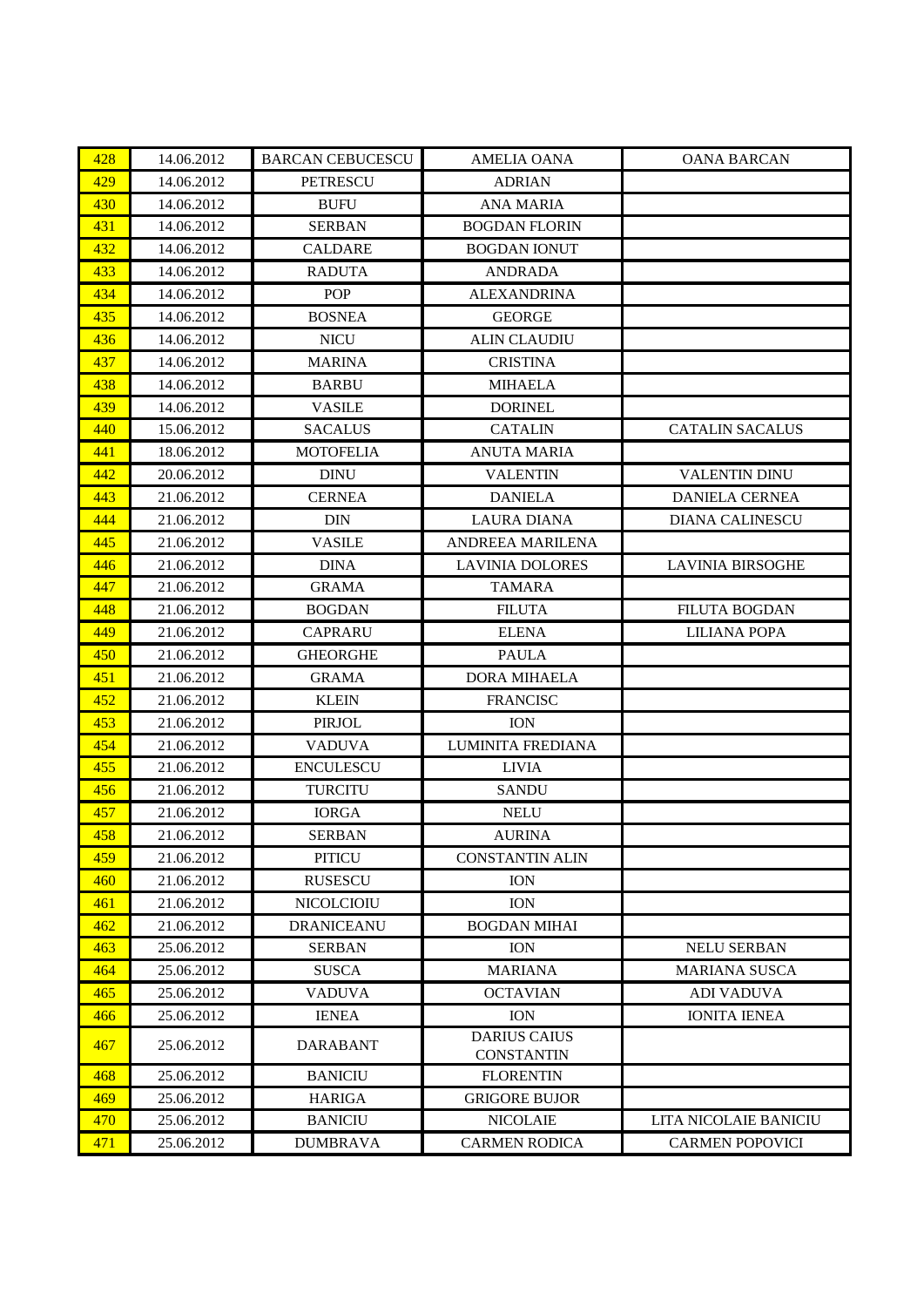| 428 | 14.06.2012 | BARCAN CEBUCESCU | AMELIA OANA | OANA BARCAN |
|---|---|---|---|---|
| 429 | 14.06.2012 | PETRESCU | ADRIAN | |
| 430 | 14.06.2012 | BUFU | ANA MARIA | |
| 431 | 14.06.2012 | SERBAN | BOGDAN FLORIN | |
| 432 | 14.06.2012 | CALDARE | BOGDAN IONUT | |
| 433 | 14.06.2012 | RADUTA | ANDRADA | |
| 434 | 14.06.2012 | POP | ALEXANDRINA | |
| 435 | 14.06.2012 | BOSNEA | GEORGE | |
| 436 | 14.06.2012 | NICU | ALIN CLAUDIU | |
| 437 | 14.06.2012 | MARINA | CRISTINA | |
| 438 | 14.06.2012 | BARBU | MIHAELA | |
| 439 | 14.06.2012 | VASILE | DORINEL | |
| 440 | 15.06.2012 | SACALUS | CATALIN | CATALIN SACALUS |
| 441 | 18.06.2012 | MOTOFELIA | ANUTA MARIA | |
| 442 | 20.06.2012 | DINU | VALENTIN | VALENTIN DINU |
| 443 | 21.06.2012 | CERNEA | DANIELA | DANIELA CERNEA |
| 444 | 21.06.2012 | DIN | LAURA DIANA | DIANA CALINESCU |
| 445 | 21.06.2012 | VASILE | ANDREEA MARILENA | |
| 446 | 21.06.2012 | DINA | LAVINIA DOLORES | LAVINIA BIRSOGHE |
| 447 | 21.06.2012 | GRAMA | TAMARA | |
| 448 | 21.06.2012 | BOGDAN | FILUTA | FILUTA BOGDAN |
| 449 | 21.06.2012 | CAPRARU | ELENA | LILIANA POPA |
| 450 | 21.06.2012 | GHEORGHE | PAULA | |
| 451 | 21.06.2012 | GRAMA | DORA MIHAELA | |
| 452 | 21.06.2012 | KLEIN | FRANCISC | |
| 453 | 21.06.2012 | PIRJOL | ION | |
| 454 | 21.06.2012 | VADUVA | LUMINITA FREDIANA | |
| 455 | 21.06.2012 | ENCULESCU | LIVIA | |
| 456 | 21.06.2012 | TURCITU | SANDU | |
| 457 | 21.06.2012 | IORGA | NELU | |
| 458 | 21.06.2012 | SERBAN | AURINA | |
| 459 | 21.06.2012 | PITICU | CONSTANTIN ALIN | |
| 460 | 21.06.2012 | RUSESCU | ION | |
| 461 | 21.06.2012 | NICOLCIOIU | ION | |
| 462 | 21.06.2012 | DRANICEANU | BOGDAN MIHAI | |
| 463 | 25.06.2012 | SERBAN | ION | NELU SERBAN |
| 464 | 25.06.2012 | SUSCA | MARIANA | MARIANA SUSCA |
| 465 | 25.06.2012 | VADUVA | OCTAVIAN | ADI VADUVA |
| 466 | 25.06.2012 | IENEA | ION | IONITA IENEA |
| 467 | 25.06.2012 | DARABANT | DARIUS CAIUS CONSTANTIN | |
| 468 | 25.06.2012 | BANICIU | FLORENTIN | |
| 469 | 25.06.2012 | HARIGA | GRIGORE BUJOR | |
| 470 | 25.06.2012 | BANICIU | NICOLAIE | LITA NICOLAIE BANICIU |
| 471 | 25.06.2012 | DUMBRAVA | CARMEN RODICA | CARMEN POPOVICI |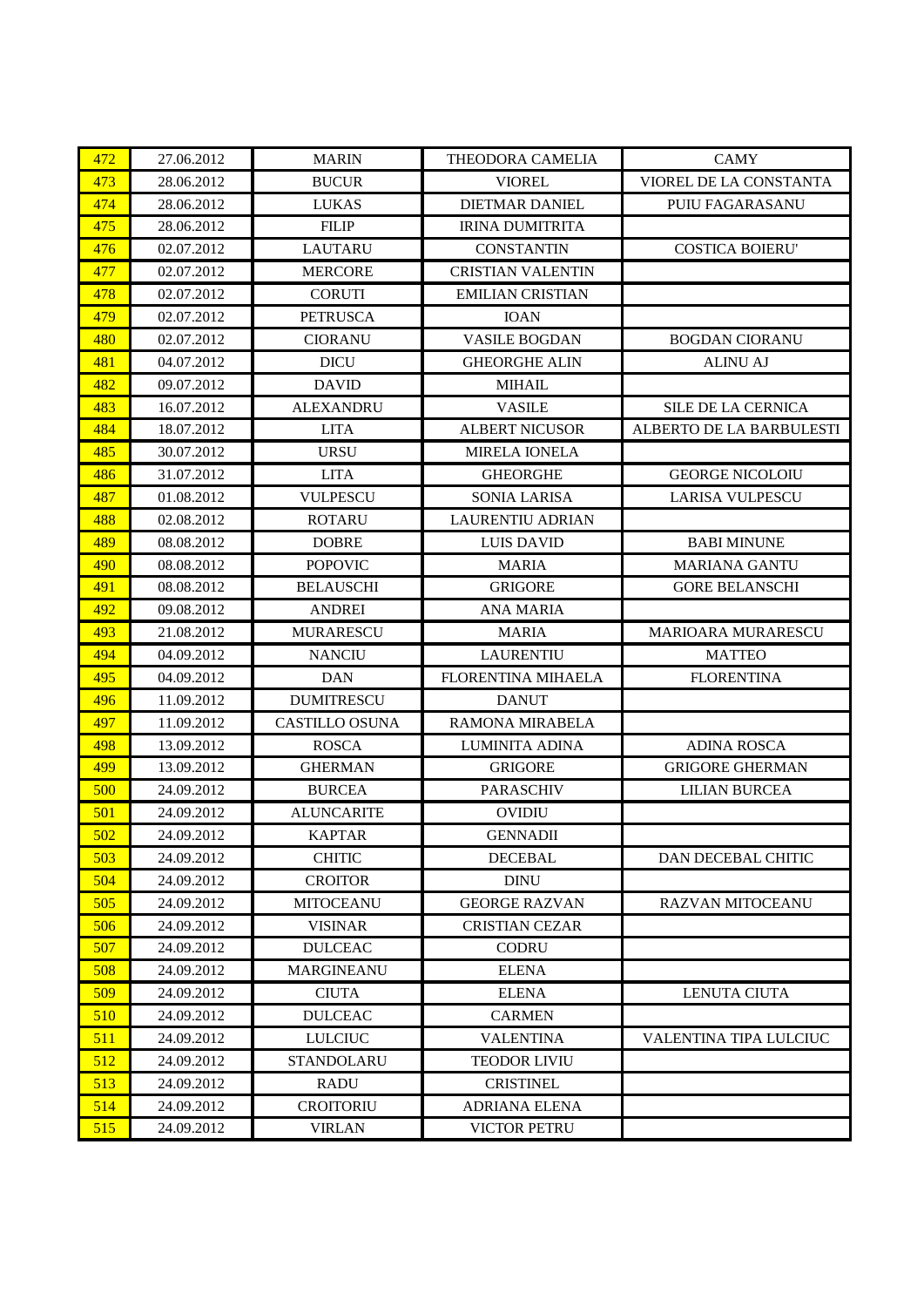| 472 | 27.06.2012 | MARIN | THEODORA CAMELIA | CAMY |
|---|---|---|---|---|
| 473 | 28.06.2012 | BUCUR | VIOREL | VIOREL DE LA CONSTANTA |
| 474 | 28.06.2012 | LUKAS | DIETMAR DANIEL | PUIU FAGARASANU |
| 475 | 28.06.2012 | FILIP | IRINA DUMITRITA | |
| 476 | 02.07.2012 | LAUTARU | CONSTANTIN | COSTICA BOIERU' |
| 477 | 02.07.2012 | MERCORE | CRISTIAN VALENTIN | |
| 478 | 02.07.2012 | CORUTI | EMILIAN CRISTIAN | |
| 479 | 02.07.2012 | PETRUSCA | IOAN | |
| 480 | 02.07.2012 | CIORANU | VASILE BOGDAN | BOGDAN CIORANU |
| 481 | 04.07.2012 | DICU | GHEORGHE ALIN | ALINU AJ |
| 482 | 09.07.2012 | DAVID | MIHAIL | |
| 483 | 16.07.2012 | ALEXANDRU | VASILE | SILE DE LA CERNICA |
| 484 | 18.07.2012 | LITA | ALBERT NICUSOR | ALBERTO DE LA BARBULESTI |
| 485 | 30.07.2012 | URSU | MIRELA IONELA | |
| 486 | 31.07.2012 | LITA | GHEORGHE | GEORGE NICOLOIU |
| 487 | 01.08.2012 | VULPESCU | SONIA LARISA | LARISA VULPESCU |
| 488 | 02.08.2012 | ROTARU | LAURENTIU ADRIAN | |
| 489 | 08.08.2012 | DOBRE | LUIS DAVID | BABI MINUNE |
| 490 | 08.08.2012 | POPOVIC | MARIA | MARIANA GANTU |
| 491 | 08.08.2012 | BELAUSCHI | GRIGORE | GORE BELANSCHI |
| 492 | 09.08.2012 | ANDREI | ANA MARIA | |
| 493 | 21.08.2012 | MURARESCU | MARIA | MARIOARA MURARESCU |
| 494 | 04.09.2012 | NANCIU | LAURENTIU | MATTEO |
| 495 | 04.09.2012 | DAN | FLORENTINA MIHAELA | FLORENTINA |
| 496 | 11.09.2012 | DUMITRESCU | DANUT | |
| 497 | 11.09.2012 | CASTILLO OSUNA | RAMONA MIRABELA | |
| 498 | 13.09.2012 | ROSCA | LUMINITA ADINA | ADINA ROSCA |
| 499 | 13.09.2012 | GHERMAN | GRIGORE | GRIGORE GHERMAN |
| 500 | 24.09.2012 | BURCEA | PARASCHIV | LILIAN BURCEA |
| 501 | 24.09.2012 | ALUNCARITE | OVIDIU | |
| 502 | 24.09.2012 | KAPTAR | GENNADII | |
| 503 | 24.09.2012 | CHITIC | DECEBAL | DAN DECEBAL CHITIC |
| 504 | 24.09.2012 | CROITOR | DINU | |
| 505 | 24.09.2012 | MITOCEANU | GEORGE RAZVAN | RAZVAN MITOCEANU |
| 506 | 24.09.2012 | VISINAR | CRISTIAN CEZAR | |
| 507 | 24.09.2012 | DULCEAC | CODRU | |
| 508 | 24.09.2012 | MARGINEANU | ELENA | |
| 509 | 24.09.2012 | CIUTA | ELENA | LENUTA CIUTA |
| 510 | 24.09.2012 | DULCEAC | CARMEN | |
| 511 | 24.09.2012 | LULCIUC | VALENTINA | VALENTINA TIPA LULCIUC |
| 512 | 24.09.2012 | STANDOLARU | TEODOR LIVIU | |
| 513 | 24.09.2012 | RADU | CRISTINEL | |
| 514 | 24.09.2012 | CROITORIU | ADRIANA ELENA | |
| 515 | 24.09.2012 | VIRLAN | VICTOR PETRU | |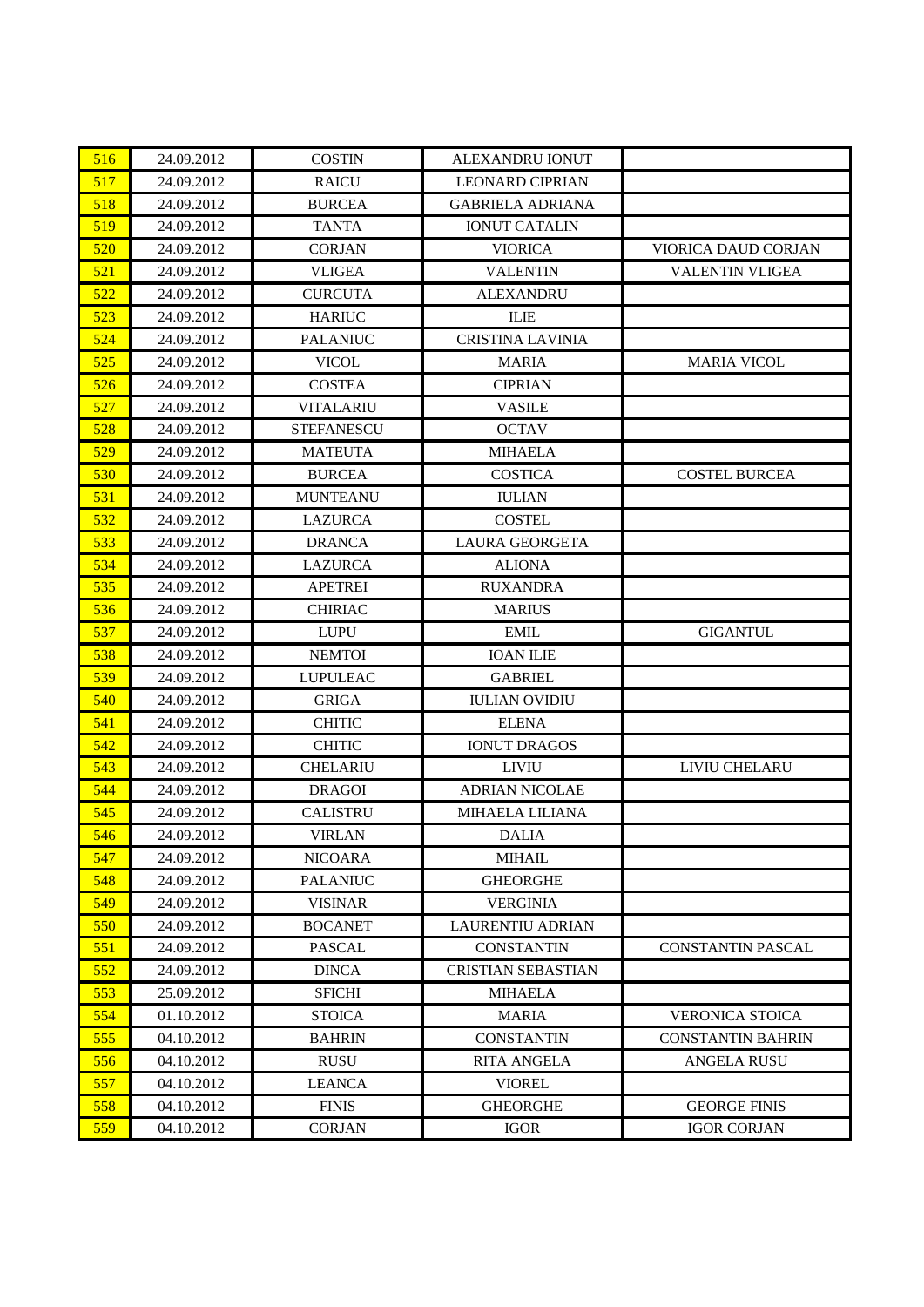| | | | | |
|---|---|---|---|---|
| 516 | 24.09.2012 | COSTIN | ALEXANDRU IONUT | |
| 517 | 24.09.2012 | RAICU | LEONARD CIPRIAN | |
| 518 | 24.09.2012 | BURCEA | GABRIELA ADRIANA | |
| 519 | 24.09.2012 | TANTA | IONUT CATALIN | |
| 520 | 24.09.2012 | CORJAN | VIORICA | VIORICA DAUD CORJAN |
| 521 | 24.09.2012 | VLIGEA | VALENTIN | VALENTIN VLIGEA |
| 522 | 24.09.2012 | CURCUTA | ALEXANDRU | |
| 523 | 24.09.2012 | HARIUC | ILIE | |
| 524 | 24.09.2012 | PALANIUC | CRISTINA LAVINIA | |
| 525 | 24.09.2012 | VICOL | MARIA | MARIA VICOL |
| 526 | 24.09.2012 | COSTEA | CIPRIAN | |
| 527 | 24.09.2012 | VITALARIU | VASILE | |
| 528 | 24.09.2012 | STEFANESCU | OCTAV | |
| 529 | 24.09.2012 | MATEUTA | MIHAELA | |
| 530 | 24.09.2012 | BURCEA | COSTICA | COSTEL BURCEA |
| 531 | 24.09.2012 | MUNTEANU | IULIAN | |
| 532 | 24.09.2012 | LAZURCA | COSTEL | |
| 533 | 24.09.2012 | DRANCA | LAURA GEORGETA | |
| 534 | 24.09.2012 | LAZURCA | ALIONA | |
| 535 | 24.09.2012 | APETREI | RUXANDRA | |
| 536 | 24.09.2012 | CHIRIAC | MARIUS | |
| 537 | 24.09.2012 | LUPU | EMIL | GIGANTUL |
| 538 | 24.09.2012 | NEMTOI | IOAN ILIE | |
| 539 | 24.09.2012 | LUPULEAC | GABRIEL | |
| 540 | 24.09.2012 | GRIGA | IULIAN OVIDIU | |
| 541 | 24.09.2012 | CHITIC | ELENA | |
| 542 | 24.09.2012 | CHITIC | IONUT DRAGOS | |
| 543 | 24.09.2012 | CHELARIU | LIVIU | LIVIU CHELARU |
| 544 | 24.09.2012 | DRAGOI | ADRIAN NICOLAE | |
| 545 | 24.09.2012 | CALISTRU | MIHAELA LILIANA | |
| 546 | 24.09.2012 | VIRLAN | DALIA | |
| 547 | 24.09.2012 | NICOARA | MIHAIL | |
| 548 | 24.09.2012 | PALANIUC | GHEORGHE | |
| 549 | 24.09.2012 | VISINAR | VERGINIA | |
| 550 | 24.09.2012 | BOCANET | LAURENTIU ADRIAN | |
| 551 | 24.09.2012 | PASCAL | CONSTANTIN | CONSTANTIN PASCAL |
| 552 | 24.09.2012 | DINCA | CRISTIAN SEBASTIAN | |
| 553 | 25.09.2012 | SFICHI | MIHAELA | |
| 554 | 01.10.2012 | STOICA | MARIA | VERONICA STOICA |
| 555 | 04.10.2012 | BAHRIN | CONSTANTIN | CONSTANTIN BAHRIN |
| 556 | 04.10.2012 | RUSU | RITA ANGELA | ANGELA RUSU |
| 557 | 04.10.2012 | LEANCA | VIOREL | |
| 558 | 04.10.2012 | FINIS | GHEORGHE | GEORGE FINIS |
| 559 | 04.10.2012 | CORJAN | IGOR | IGOR CORJAN |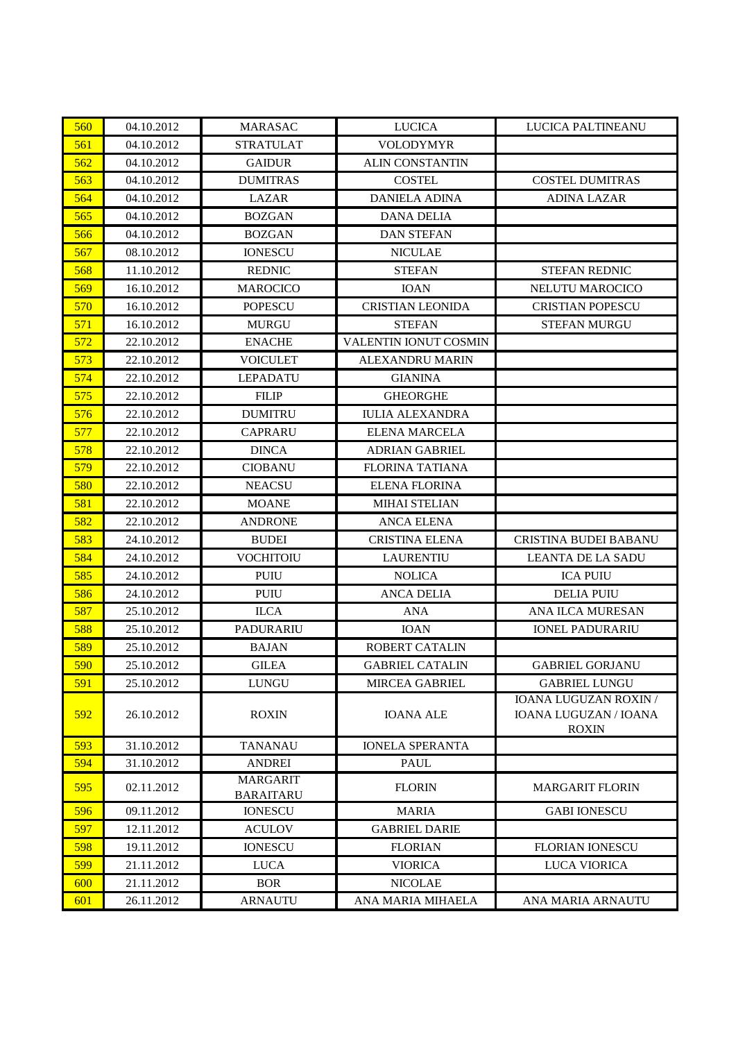| | | | | |
|---|---|---|---|---|
| 560 | 04.10.2012 | MARASAC | LUCICA | LUCICA PALTINEANU |
| 561 | 04.10.2012 | STRATULAT | VOLODYMYR | |
| 562 | 04.10.2012 | GAIDUR | ALIN CONSTANTIN | |
| 563 | 04.10.2012 | DUMITRAS | COSTEL | COSTEL DUMITRAS |
| 564 | 04.10.2012 | LAZAR | DANIELA ADINA | ADINA LAZAR |
| 565 | 04.10.2012 | BOZGAN | DANA DELIA | |
| 566 | 04.10.2012 | BOZGAN | DAN STEFAN | |
| 567 | 08.10.2012 | IONESCU | NICULAE | |
| 568 | 11.10.2012 | REDNIC | STEFAN | STEFAN REDNIC |
| 569 | 16.10.2012 | MAROCICO | IOAN | NELUTU MAROCICO |
| 570 | 16.10.2012 | POPESCU | CRISTIAN LEONIDA | CRISTIAN POPESCU |
| 571 | 16.10.2012 | MURGU | STEFAN | STEFAN MURGU |
| 572 | 22.10.2012 | ENACHE | VALENTIN IONUT COSMIN | |
| 573 | 22.10.2012 | VOICULET | ALEXANDRU MARIN | |
| 574 | 22.10.2012 | LEPADATU | GIANINA | |
| 575 | 22.10.2012 | FILIP | GHEORGHE | |
| 576 | 22.10.2012 | DUMITRU | IULIA ALEXANDRA | |
| 577 | 22.10.2012 | CAPRARU | ELENA MARCELA | |
| 578 | 22.10.2012 | DINCA | ADRIAN GABRIEL | |
| 579 | 22.10.2012 | CIOBANU | FLORINA TATIANA | |
| 580 | 22.10.2012 | NEACSU | ELENA FLORINA | |
| 581 | 22.10.2012 | MOANE | MIHAI STELIAN | |
| 582 | 22.10.2012 | ANDRONE | ANCA ELENA | |
| 583 | 24.10.2012 | BUDEI | CRISTINA ELENA | CRISTINA BUDEI BABANU |
| 584 | 24.10.2012 | VOCHITOIU | LAURENTIU | LEANTA DE LA SADU |
| 585 | 24.10.2012 | PUIU | NOLICA | ICA PUIU |
| 586 | 24.10.2012 | PUIU | ANCA DELIA | DELIA PUIU |
| 587 | 25.10.2012 | ILCA | ANA | ANA ILCA MURESAN |
| 588 | 25.10.2012 | PADURARIU | IOAN | IONEL PADURARIU |
| 589 | 25.10.2012 | BAJAN | ROBERT CATALIN | |
| 590 | 25.10.2012 | GILEA | GABRIEL CATALIN | GABRIEL GORJANU |
| 591 | 25.10.2012 | LUNGU | MIRCEA GABRIEL | GABRIEL LUNGU |
| 592 | 26.10.2012 | ROXIN | IOANA ALE | IOANA LUGUZAN ROXIN / IOANA LUGUZAN / IOANA ROXIN |
| 593 | 31.10.2012 | TANANAU | IONELA SPERANTA | |
| 594 | 31.10.2012 | ANDREI | PAUL | |
| 595 | 02.11.2012 | MARGARIT BARAITARU | FLORIN | MARGARIT FLORIN |
| 596 | 09.11.2012 | IONESCU | MARIA | GABI IONESCU |
| 597 | 12.11.2012 | ACULOV | GABRIEL DARIE | |
| 598 | 19.11.2012 | IONESCU | FLORIAN | FLORIAN IONESCU |
| 599 | 21.11.2012 | LUCA | VIORICA | LUCA VIORICA |
| 600 | 21.11.2012 | BOR | NICOLAE | |
| 601 | 26.11.2012 | ARNAUTU | ANA MARIA MIHAELA | ANA MARIA ARNAUTU |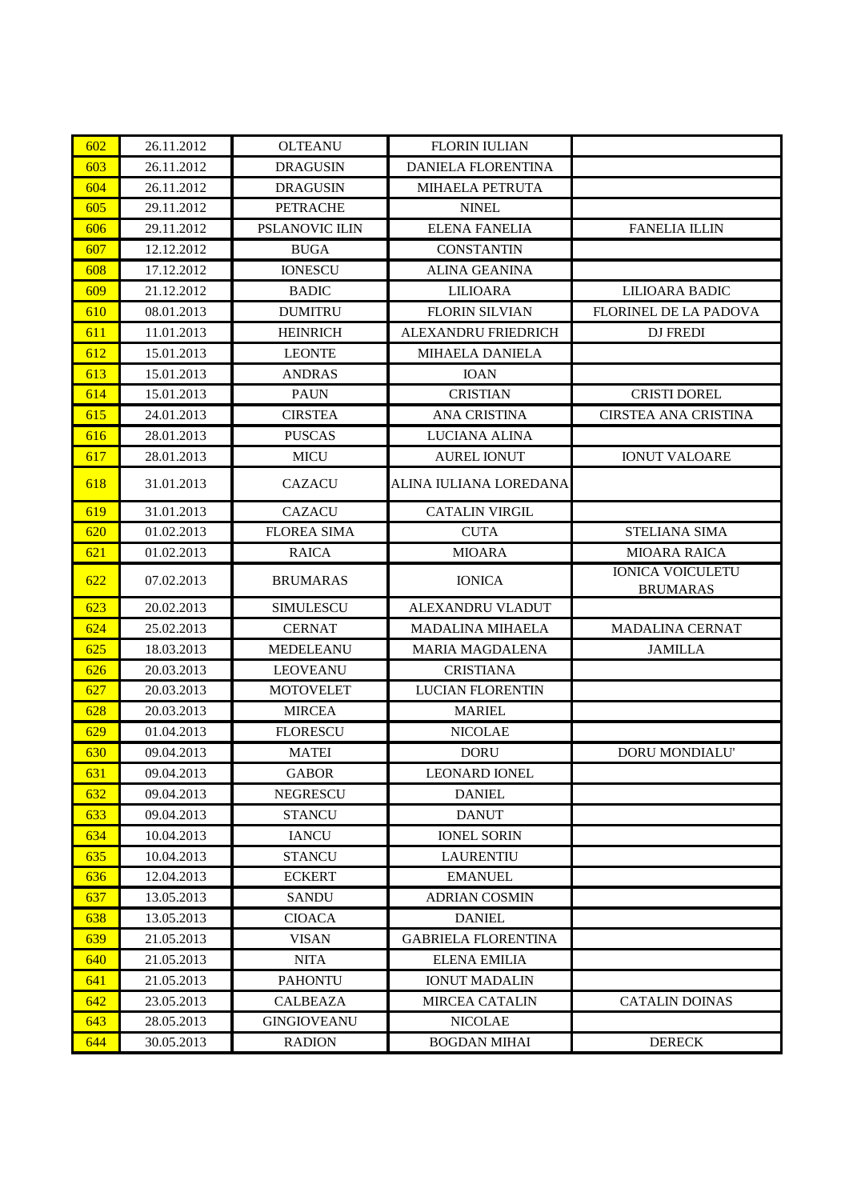| | | | | |
|---|---|---|---|---|
| 602 | 26.11.2012 | OLTEANU | FLORIN IULIAN | |
| 603 | 26.11.2012 | DRAGUSIN | DANIELA FLORENTINA | |
| 604 | 26.11.2012 | DRAGUSIN | MIHAELA PETRUTA | |
| 605 | 29.11.2012 | PETRACHE | NINEL | |
| 606 | 29.11.2012 | PSLANOVIC ILIN | ELENA FANELIA | FANELIA ILLIN |
| 607 | 12.12.2012 | BUGA | CONSTANTIN | |
| 608 | 17.12.2012 | IONESCU | ALINA GEANINA | |
| 609 | 21.12.2012 | BADIC | LILIOARA | LILIOARA BADIC |
| 610 | 08.01.2013 | DUMITRU | FLORIN SILVIAN | FLORINEL DE LA PADOVA |
| 611 | 11.01.2013 | HEINRICH | ALEXANDRU FRIEDRICH | DJ FREDI |
| 612 | 15.01.2013 | LEONTE | MIHAELA DANIELA | |
| 613 | 15.01.2013 | ANDRAS | IOAN | |
| 614 | 15.01.2013 | PAUN | CRISTIAN | CRISTI DOREL |
| 615 | 24.01.2013 | CIRSTEA | ANA CRISTINA | CIRSTEA ANA CRISTINA |
| 616 | 28.01.2013 | PUSCAS | LUCIANA ALINA | |
| 617 | 28.01.2013 | MICU | AUREL IONUT | IONUT VALOARE |
| 618 | 31.01.2013 | CAZACU | ALINA IULIANA LOREDANA | |
| 619 | 31.01.2013 | CAZACU | CATALIN VIRGIL | |
| 620 | 01.02.2013 | FLOREA SIMA | CUTA | STELIANA SIMA |
| 621 | 01.02.2013 | RAICA | MIOARA | MIOARA RAICA |
| 622 | 07.02.2013 | BRUMARAS | IONICA | IONICA VOICULETU BRUMARAS |
| 623 | 20.02.2013 | SIMULESCU | ALEXANDRU VLADUT | |
| 624 | 25.02.2013 | CERNAT | MADALINA MIHAELA | MADALINA CERNAT |
| 625 | 18.03.2013 | MEDELEANU | MARIA MAGDALENA | JAMILLA |
| 626 | 20.03.2013 | LEOVEANU | CRISTIANA | |
| 627 | 20.03.2013 | MOTOVELET | LUCIAN FLORENTIN | |
| 628 | 20.03.2013 | MIRCEA | MARIEL | |
| 629 | 01.04.2013 | FLORESCU | NICOLAE | |
| 630 | 09.04.2013 | MATEI | DORU | DORU MONDIALU' |
| 631 | 09.04.2013 | GABOR | LEONARD IONEL | |
| 632 | 09.04.2013 | NEGRESCU | DANIEL | |
| 633 | 09.04.2013 | STANCU | DANUT | |
| 634 | 10.04.2013 | IANCU | IONEL SORIN | |
| 635 | 10.04.2013 | STANCU | LAURENTIU | |
| 636 | 12.04.2013 | ECKERT | EMANUEL | |
| 637 | 13.05.2013 | SANDU | ADRIAN COSMIN | |
| 638 | 13.05.2013 | CIOACA | DANIEL | |
| 639 | 21.05.2013 | VISAN | GABRIELA FLORENTINA | |
| 640 | 21.05.2013 | NITA | ELENA EMILIA | |
| 641 | 21.05.2013 | PAHONTU | IONUT MADALIN | |
| 642 | 23.05.2013 | CALBEAZA | MIRCEA CATALIN | CATALIN DOINAS |
| 643 | 28.05.2013 | GINGIOVEANU | NICOLAE | |
| 644 | 30.05.2013 | RADION | BOGDAN MIHAI | DERECK |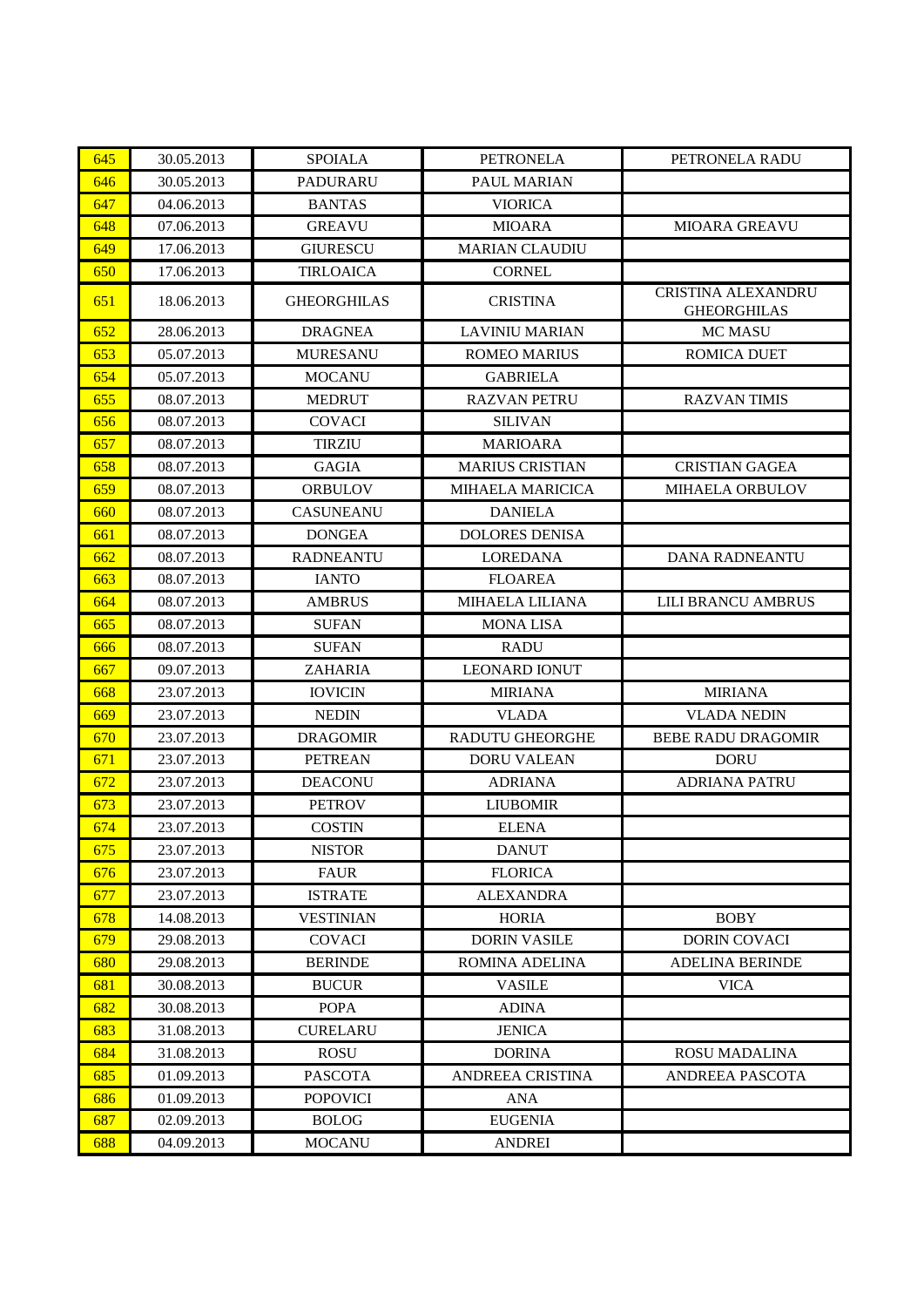| 645 | 30.05.2013 | SPOIALA | PETRONELA | PETRONELA RADU |
|---|---|---|---|---|
| 646 | 30.05.2013 | PADURARU | PAUL MARIAN | |
| 647 | 04.06.2013 | BANTAS | VIORICA | |
| 648 | 07.06.2013 | GREAVU | MIOARA | MIOARA GREAVU |
| 649 | 17.06.2013 | GIURESCU | MARIAN CLAUDIU | |
| 650 | 17.06.2013 | TIRLOAICA | CORNEL | |
| 651 | 18.06.2013 | GHEORGHILAS | CRISTINA | CRISTINA ALEXANDRU GHEORGHILAS |
| 652 | 28.06.2013 | DRAGNEA | LAVINIU MARIAN | MC MASU |
| 653 | 05.07.2013 | MURESANU | ROMEO MARIUS | ROMICA DUET |
| 654 | 05.07.2013 | MOCANU | GABRIELA | |
| 655 | 08.07.2013 | MEDRUT | RAZVAN PETRU | RAZVAN TIMIS |
| 656 | 08.07.2013 | COVACI | SILIVAN | |
| 657 | 08.07.2013 | TIRZIU | MARIOARA | |
| 658 | 08.07.2013 | GAGIA | MARIUS CRISTIAN | CRISTIAN GAGEA |
| 659 | 08.07.2013 | ORBULOV | MIHAELA MARICICA | MIHAELA ORBULOV |
| 660 | 08.07.2013 | CASUNEANU | DANIELA | |
| 661 | 08.07.2013 | DONGEA | DOLORES DENISA | |
| 662 | 08.07.2013 | RADNEANTU | LOREDANA | DANA RADNEANTU |
| 663 | 08.07.2013 | IANTO | FLOAREA | |
| 664 | 08.07.2013 | AMBRUS | MIHAELA LILIANA | LILI BRANCU AMBRUS |
| 665 | 08.07.2013 | SUFAN | MONA LISA | |
| 666 | 08.07.2013 | SUFAN | RADU | |
| 667 | 09.07.2013 | ZAHARIA | LEONARD IONUT | |
| 668 | 23.07.2013 | IOVICIN | MIRIANA | MIRIANA |
| 669 | 23.07.2013 | NEDIN | VLADA | VLADA NEDIN |
| 670 | 23.07.2013 | DRAGOMIR | RADUTU GHEORGHE | BEBE RADU DRAGOMIR |
| 671 | 23.07.2013 | PETREAN | DORU VALEAN | DORU |
| 672 | 23.07.2013 | DEACONU | ADRIANA | ADRIANA PATRU |
| 673 | 23.07.2013 | PETROV | LIUBOMIR | |
| 674 | 23.07.2013 | COSTIN | ELENA | |
| 675 | 23.07.2013 | NISTOR | DANUT | |
| 676 | 23.07.2013 | FAUR | FLORICA | |
| 677 | 23.07.2013 | ISTRATE | ALEXANDRA | |
| 678 | 14.08.2013 | VESTINIAN | HORIA | BOBY |
| 679 | 29.08.2013 | COVACI | DORIN VASILE | DORIN COVACI |
| 680 | 29.08.2013 | BERINDE | ROMINA ADELINA | ADELINA BERINDE |
| 681 | 30.08.2013 | BUCUR | VASILE | VICA |
| 682 | 30.08.2013 | POPA | ADINA | |
| 683 | 31.08.2013 | CURELARU | JENICA | |
| 684 | 31.08.2013 | ROSU | DORINA | ROSU MADALINA |
| 685 | 01.09.2013 | PASCOTA | ANDREEA CRISTINA | ANDREEA PASCOTA |
| 686 | 01.09.2013 | POPOVICI | ANA | |
| 687 | 02.09.2013 | BOLOG | EUGENIA | |
| 688 | 04.09.2013 | MOCANU | ANDREI | |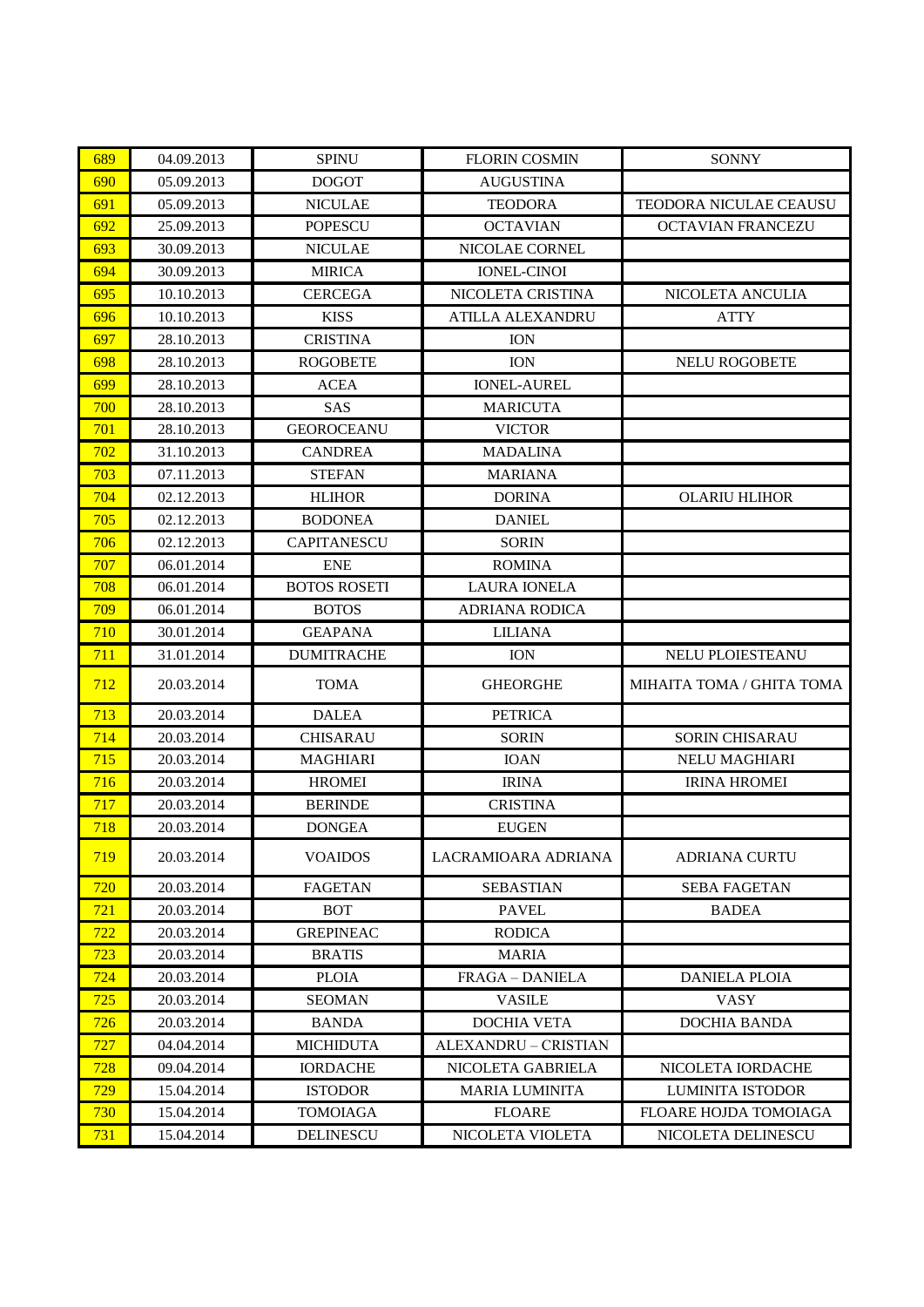| 689 | 04.09.2013 | SPINU | FLORIN COSMIN | SONNY |
|---|---|---|---|---|
| 690 | 05.09.2013 | DOGOT | AUGUSTINA | |
| 691 | 05.09.2013 | NICULAE | TEODORA | TEODORA NICULAE CEAUSU |
| 692 | 25.09.2013 | POPESCU | OCTAVIAN | OCTAVIAN FRANCEZU |
| 693 | 30.09.2013 | NICULAE | NICOLAE CORNEL | |
| 694 | 30.09.2013 | MIRICA | IONEL-CINOI | |
| 695 | 10.10.2013 | CERCEGA | NICOLETA CRISTINA | NICOLETA ANCULIA |
| 696 | 10.10.2013 | KISS | ATILLA ALEXANDRU | ATTY |
| 697 | 28.10.2013 | CRISTINA | ION | |
| 698 | 28.10.2013 | ROGOBETE | ION | NELU ROGOBETE |
| 699 | 28.10.2013 | ACEA | IONEL-AUREL | |
| 700 | 28.10.2013 | SAS | MARICUTA | |
| 701 | 28.10.2013 | GEOROCEANU | VICTOR | |
| 702 | 31.10.2013 | CANDREA | MADALINA | |
| 703 | 07.11.2013 | STEFAN | MARIANA | |
| 704 | 02.12.2013 | HLIHOR | DORINA | OLARIU HLIHOR |
| 705 | 02.12.2013 | BODONEA | DANIEL | |
| 706 | 02.12.2013 | CAPITANESCU | SORIN | |
| 707 | 06.01.2014 | ENE | ROMINA | |
| 708 | 06.01.2014 | BOTOS ROSETI | LAURA IONELA | |
| 709 | 06.01.2014 | BOTOS | ADRIANA RODICA | |
| 710 | 30.01.2014 | GEAPANA | LILIANA | |
| 711 | 31.01.2014 | DUMITRACHE | ION | NELU PLOIESTEANU |
| 712 | 20.03.2014 | TOMA | GHEORGHE | MIHAITA TOMA / GHITA TOMA |
| 713 | 20.03.2014 | DALEA | PETRICA | |
| 714 | 20.03.2014 | CHISARAU | SORIN | SORIN CHISARAU |
| 715 | 20.03.2014 | MAGHIARI | IOAN | NELU MAGHIARI |
| 716 | 20.03.2014 | HROMEI | IRINA | IRINA HROMEI |
| 717 | 20.03.2014 | BERINDE | CRISTINA | |
| 718 | 20.03.2014 | DONGEA | EUGEN | |
| 719 | 20.03.2014 | VOAIDOS | LACRAMIOARA ADRIANA | ADRIANA CURTU |
| 720 | 20.03.2014 | FAGETAN | SEBASTIAN | SEBA FAGETAN |
| 721 | 20.03.2014 | BOT | PAVEL | BADEA |
| 722 | 20.03.2014 | GREPINEAC | RODICA | |
| 723 | 20.03.2014 | BRATIS | MARIA | |
| 724 | 20.03.2014 | PLOIA | FRAGA – DANIELA | DANIELA PLOIA |
| 725 | 20.03.2014 | SEOMAN | VASILE | VASY |
| 726 | 20.03.2014 | BANDA | DOCHIA VETA | DOCHIA BANDA |
| 727 | 04.04.2014 | MICHIDUTA | ALEXANDRU – CRISTIAN | |
| 728 | 09.04.2014 | IORDACHE | NICOLETA GABRIELA | NICOLETA IORDACHE |
| 729 | 15.04.2014 | ISTODOR | MARIA LUMINITA | LUMINITA ISTODOR |
| 730 | 15.04.2014 | TOMOIAGA | FLOARE | FLOARE HOJDA TOMOIAGA |
| 731 | 15.04.2014 | DELINESCU | NICOLETA VIOLETA | NICOLETA DELINESCU |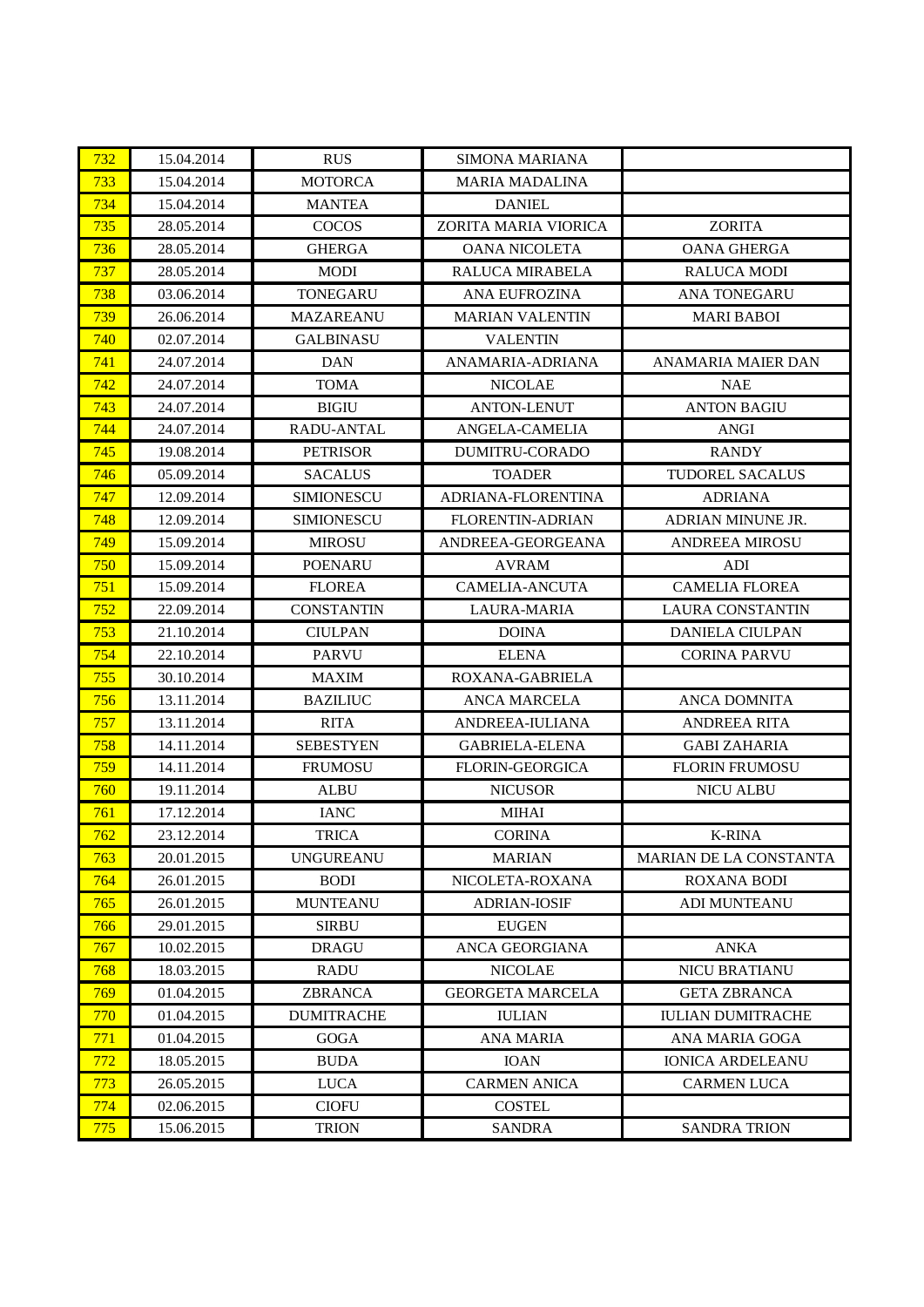| | | | | |
|---|---|---|---|---|
| 732 | 15.04.2014 | RUS | SIMONA MARIANA | |
| 733 | 15.04.2014 | MOTORCA | MARIA MADALINA | |
| 734 | 15.04.2014 | MANTEA | DANIEL | |
| 735 | 28.05.2014 | COCOS | ZORITA MARIA VIORICA | ZORITA |
| 736 | 28.05.2014 | GHERGA | OANA NICOLETA | OANA GHERGA |
| 737 | 28.05.2014 | MODI | RALUCA MIRABELA | RALUCA MODI |
| 738 | 03.06.2014 | TONEGARU | ANA EUFROZINA | ANA TONEGARU |
| 739 | 26.06.2014 | MAZAREANU | MARIAN VALENTIN | MARI BABOI |
| 740 | 02.07.2014 | GALBINASU | VALENTIN | |
| 741 | 24.07.2014 | DAN | ANAMARIA-ADRIANA | ANAMARIA MAIER DAN |
| 742 | 24.07.2014 | TOMA | NICOLAE | NAE |
| 743 | 24.07.2014 | BIGIU | ANTON-LENUT | ANTON BAGIU |
| 744 | 24.07.2014 | RADU-ANTAL | ANGELA-CAMELIA | ANGI |
| 745 | 19.08.2014 | PETRISOR | DUMITRU-CORADO | RANDY |
| 746 | 05.09.2014 | SACALUS | TOADER | TUDOREL SACALUS |
| 747 | 12.09.2014 | SIMIONESCU | ADRIANA-FLORENTINA | ADRIANA |
| 748 | 12.09.2014 | SIMIONESCU | FLORENTIN-ADRIAN | ADRIAN MINUNE JR. |
| 749 | 15.09.2014 | MIROSU | ANDREEA-GEORGEANA | ANDREEA MIROSU |
| 750 | 15.09.2014 | POENARU | AVRAM | ADI |
| 751 | 15.09.2014 | FLOREA | CAMELIA-ANCUTA | CAMELIA FLOREA |
| 752 | 22.09.2014 | CONSTANTIN | LAURA-MARIA | LAURA CONSTANTIN |
| 753 | 21.10.2014 | CIULPAN | DOINA | DANIELA CIULPAN |
| 754 | 22.10.2014 | PARVU | ELENA | CORINA PARVU |
| 755 | 30.10.2014 | MAXIM | ROXANA-GABRIELA | |
| 756 | 13.11.2014 | BAZILIUC | ANCA MARCELA | ANCA DOMNITA |
| 757 | 13.11.2014 | RITA | ANDREEA-IULIANA | ANDREEA RITA |
| 758 | 14.11.2014 | SEBESTYEN | GABRIELA-ELENA | GABI ZAHARIA |
| 759 | 14.11.2014 | FRUMOSU | FLORIN-GEORGICA | FLORIN FRUMOSU |
| 760 | 19.11.2014 | ALBU | NICUSOR | NICU ALBU |
| 761 | 17.12.2014 | IANC | MIHAI | |
| 762 | 23.12.2014 | TRICA | CORINA | K-RINA |
| 763 | 20.01.2015 | UNGUREANU | MARIAN | MARIAN DE LA CONSTANTA |
| 764 | 26.01.2015 | BODI | NICOLETA-ROXANA | ROXANA BODI |
| 765 | 26.01.2015 | MUNTEANU | ADRIAN-IOSIF | ADI MUNTEANU |
| 766 | 29.01.2015 | SIRBU | EUGEN | |
| 767 | 10.02.2015 | DRAGU | ANCA GEORGIANA | ANKA |
| 768 | 18.03.2015 | RADU | NICOLAE | NICU BRATIANU |
| 769 | 01.04.2015 | ZBRANCA | GEORGETA MARCELA | GETA ZBRANCA |
| 770 | 01.04.2015 | DUMITRACHE | IULIAN | IULIAN DUMITRACHE |
| 771 | 01.04.2015 | GOGA | ANA MARIA | ANA MARIA GOGA |
| 772 | 18.05.2015 | BUDA | IOAN | IONICA ARDELEANU |
| 773 | 26.05.2015 | LUCA | CARMEN ANICA | CARMEN LUCA |
| 774 | 02.06.2015 | CIOFU | COSTEL | |
| 775 | 15.06.2015 | TRION | SANDRA | SANDRA TRION |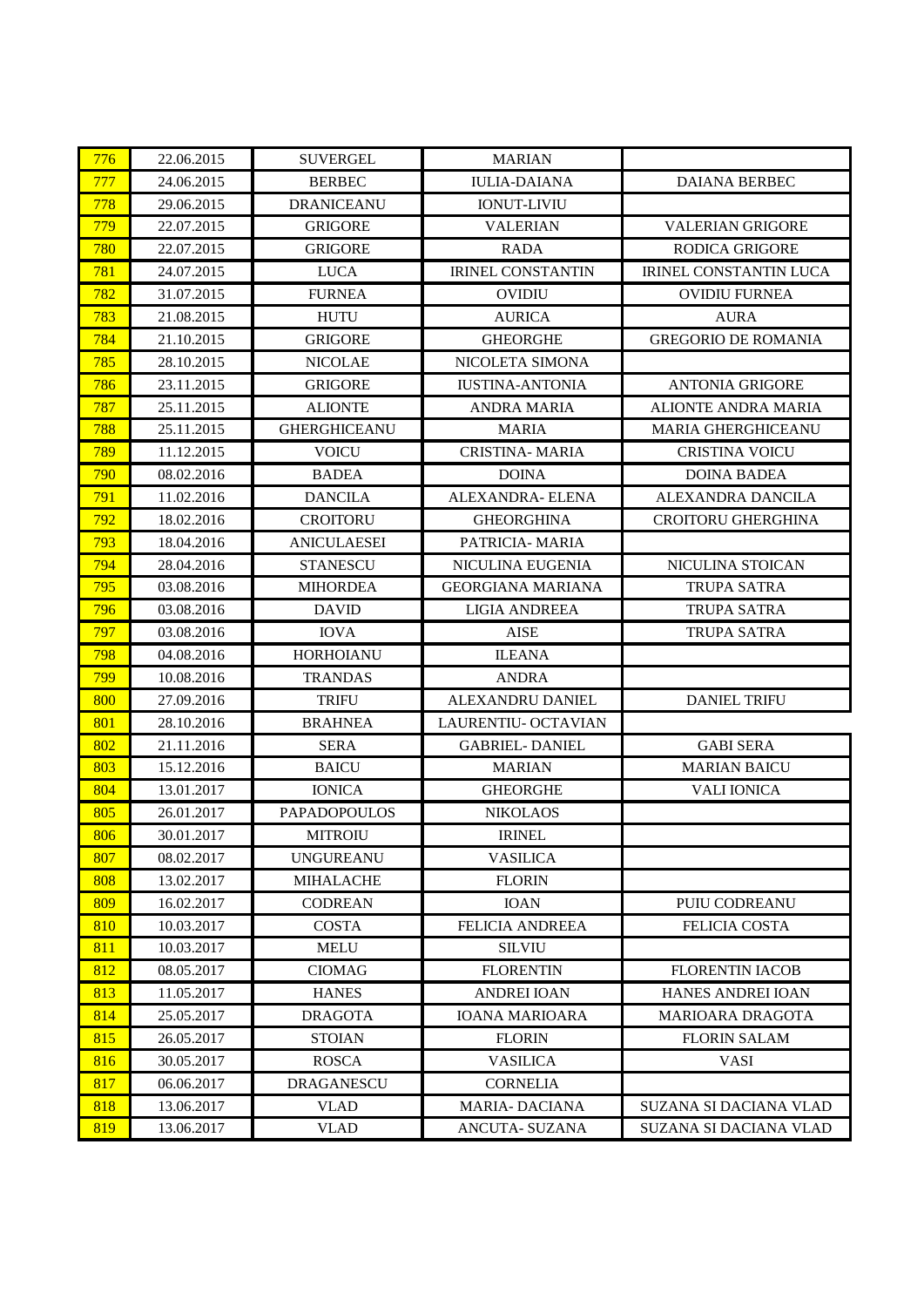| 776 | 22.06.2015 | SUVERGEL | MARIAN | |
|---|---|---|---|---|
| 777 | 24.06.2015 | BERBEC | IULIA-DAIANA | DAIANA BERBEC |
| 778 | 29.06.2015 | DRANICEANU | IONUT-LIVIU | |
| 779 | 22.07.2015 | GRIGORE | VALERIAN | VALERIAN GRIGORE |
| 780 | 22.07.2015 | GRIGORE | RADA | RODICA GRIGORE |
| 781 | 24.07.2015 | LUCA | IRINEL CONSTANTIN | IRINEL CONSTANTIN LUCA |
| 782 | 31.07.2015 | FURNEA | OVIDIU | OVIDIU FURNEA |
| 783 | 21.08.2015 | HUTU | AURICA | AURA |
| 784 | 21.10.2015 | GRIGORE | GHEORGHE | GREGORIO DE ROMANIA |
| 785 | 28.10.2015 | NICOLAE | NICOLETA SIMONA | |
| 786 | 23.11.2015 | GRIGORE | IUSTINA-ANTONIA | ANTONIA GRIGORE |
| 787 | 25.11.2015 | ALIONTE | ANDRA MARIA | ALIONTE ANDRA MARIA |
| 788 | 25.11.2015 | GHERGHICEANU | MARIA | MARIA GHERGHICEANU |
| 789 | 11.12.2015 | VOICU | CRISTINA- MARIA | CRISTINA VOICU |
| 790 | 08.02.2016 | BADEA | DOINA | DOINA BADEA |
| 791 | 11.02.2016 | DANCILA | ALEXANDRA- ELENA | ALEXANDRA DANCILA |
| 792 | 18.02.2016 | CROITORU | GHEORGHINA | CROITORU GHERGHINA |
| 793 | 18.04.2016 | ANICULAESEI | PATRICIA- MARIA | |
| 794 | 28.04.2016 | STANESCU | NICULINA EUGENIA | NICULINA STOICAN |
| 795 | 03.08.2016 | MIHORDEA | GEORGIANA MARIANA | TRUPA SATRA |
| 796 | 03.08.2016 | DAVID | LIGIA ANDREEA | TRUPA SATRA |
| 797 | 03.08.2016 | IOVA | AISE | TRUPA SATRA |
| 798 | 04.08.2016 | HORHOIANU | ILEANA | |
| 799 | 10.08.2016 | TRANDAS | ANDRA | |
| 800 | 27.09.2016 | TRIFU | ALEXANDRU DANIEL | DANIEL TRIFU |
| 801 | 28.10.2016 | BRAHNEA | LAURENTIU- OCTAVIAN | |
| 802 | 21.11.2016 | SERA | GABRIEL- DANIEL | GABI SERA |
| 803 | 15.12.2016 | BAICU | MARIAN | MARIAN BAICU |
| 804 | 13.01.2017 | IONICA | GHEORGHE | VALI IONICA |
| 805 | 26.01.2017 | PAPADOPOULOS | NIKOLAOS | |
| 806 | 30.01.2017 | MITROIU | IRINEL | |
| 807 | 08.02.2017 | UNGUREANU | VASILICA | |
| 808 | 13.02.2017 | MIHALACHE | FLORIN | |
| 809 | 16.02.2017 | CODREAN | IOAN | PUIU CODREANU |
| 810 | 10.03.2017 | COSTA | FELICIA ANDREEA | FELICIA COSTA |
| 811 | 10.03.2017 | MELU | SILVIU | |
| 812 | 08.05.2017 | CIOMAG | FLORENTIN | FLORENTIN IACOB |
| 813 | 11.05.2017 | HANES | ANDREI IOAN | HANES ANDREI IOAN |
| 814 | 25.05.2017 | DRAGOTA | IOANA MARIOARA | MARIOARA DRAGOTA |
| 815 | 26.05.2017 | STOIAN | FLORIN | FLORIN SALAM |
| 816 | 30.05.2017 | ROSCA | VASILICA | VASI |
| 817 | 06.06.2017 | DRAGANESCU | CORNELIA | |
| 818 | 13.06.2017 | VLAD | MARIA- DACIANA | SUZANA SI DACIANA VLAD |
| 819 | 13.06.2017 | VLAD | ANCUTA- SUZANA | SUZANA SI DACIANA VLAD |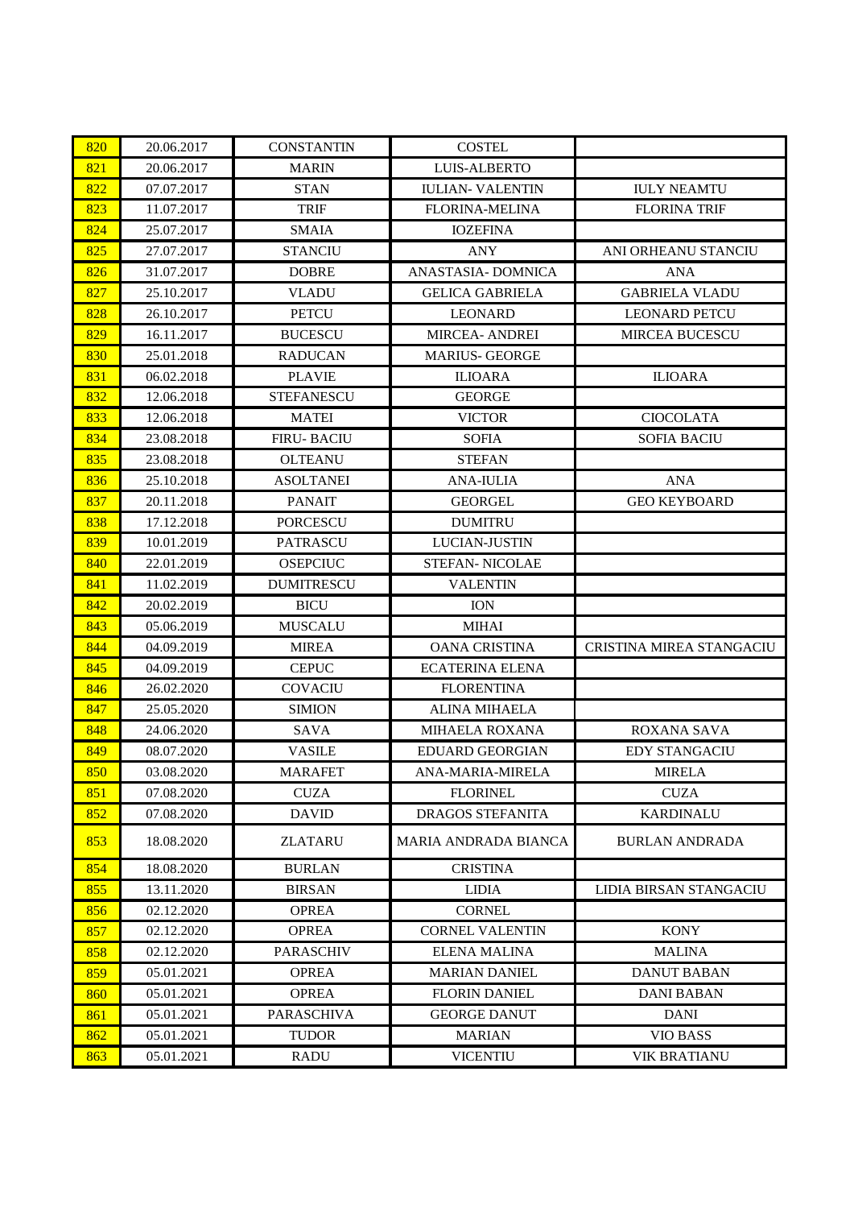| 820 | 20.06.2017 | CONSTANTIN | COSTEL | |
|---|---|---|---|---|
| 821 | 20.06.2017 | MARIN | LUIS-ALBERTO | |
| 822 | 07.07.2017 | STAN | IULIAN- VALENTIN | IULY NEAMTU |
| 823 | 11.07.2017 | TRIF | FLORINA-MELINA | FLORINA TRIF |
| 824 | 25.07.2017 | SMAIA | IOZEFINA | |
| 825 | 27.07.2017 | STANCIU | ANY | ANI ORHEANU STANCIU |
| 826 | 31.07.2017 | DOBRE | ANASTASIA- DOMNICA | ANA |
| 827 | 25.10.2017 | VLADU | GELICA GABRIELA | GABRIELA VLADU |
| 828 | 26.10.2017 | PETCU | LEONARD | LEONARD PETCU |
| 829 | 16.11.2017 | BUCESCU | MIRCEA- ANDREI | MIRCEA BUCESCU |
| 830 | 25.01.2018 | RADUCAN | MARIUS- GEORGE | |
| 831 | 06.02.2018 | PLAVIE | ILIOARA | ILIOARA |
| 832 | 12.06.2018 | STEFANESCU | GEORGE | |
| 833 | 12.06.2018 | MATEI | VICTOR | CIOCOLATA |
| 834 | 23.08.2018 | FIRU- BACIU | SOFIA | SOFIA BACIU |
| 835 | 23.08.2018 | OLTEANU | STEFAN | |
| 836 | 25.10.2018 | ASOLTANEI | ANA-IULIA | ANA |
| 837 | 20.11.2018 | PANAIT | GEORGEL | GEO KEYBOARD |
| 838 | 17.12.2018 | PORCESCU | DUMITRU | |
| 839 | 10.01.2019 | PATRASCU | LUCIAN-JUSTIN | |
| 840 | 22.01.2019 | OSEPCIUC | STEFAN- NICOLAE | |
| 841 | 11.02.2019 | DUMITRESCU | VALENTIN | |
| 842 | 20.02.2019 | BICU | ION | |
| 843 | 05.06.2019 | MUSCALU | MIHAI | |
| 844 | 04.09.2019 | MIREA | OANA CRISTINA | CRISTINA MIREA STANGACIU |
| 845 | 04.09.2019 | CEPUC | ECATERINA ELENA | |
| 846 | 26.02.2020 | COVACIU | FLORENTINA | |
| 847 | 25.05.2020 | SIMION | ALINA MIHAELA | |
| 848 | 24.06.2020 | SAVA | MIHAELA ROXANA | ROXANA SAVA |
| 849 | 08.07.2020 | VASILE | EDUARD GEORGIAN | EDY STANGACIU |
| 850 | 03.08.2020 | MARAFET | ANA-MARIA-MIRELA | MIRELA |
| 851 | 07.08.2020 | CUZA | FLORINEL | CUZA |
| 852 | 07.08.2020 | DAVID | DRAGOS STEFANITA | KARDINALU |
| 853 | 18.08.2020 | ZLATARU | MARIA ANDRADA BIANCA | BURLAN ANDRADA |
| 854 | 18.08.2020 | BURLAN | CRISTINA | |
| 855 | 13.11.2020 | BIRSAN | LIDIA | LIDIA BIRSAN STANGACIU |
| 856 | 02.12.2020 | OPREA | CORNEL | |
| 857 | 02.12.2020 | OPREA | CORNEL VALENTIN | KONY |
| 858 | 02.12.2020 | PARASCHIV | ELENA MALINA | MALINA |
| 859 | 05.01.2021 | OPREA | MARIAN DANIEL | DANUT BABAN |
| 860 | 05.01.2021 | OPREA | FLORIN DANIEL | DANI BABAN |
| 861 | 05.01.2021 | PARASCHIVA | GEORGE DANUT | DANI |
| 862 | 05.01.2021 | TUDOR | MARIAN | VIO BASS |
| 863 | 05.01.2021 | RADU | VICENTIU | VIK BRATIANU |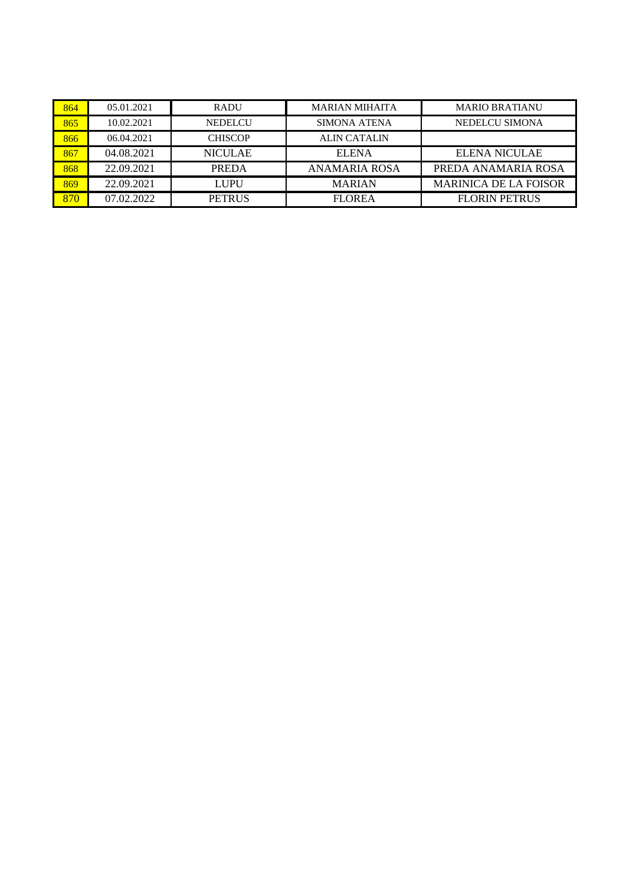| | | | | |
|---|---|---|---|---|
| 864 | 05.01.2021 | RADU | MARIAN MIHAITA | MARIO BRATIANU |
| 865 | 10.02.2021 | NEDELCU | SIMONA ATENA | NEDELCU SIMONA |
| 866 | 06.04.2021 | CHISCOP | ALIN CATALIN | |
| 867 | 04.08.2021 | NICULAE | ELENA | ELENA NICULAE |
| 868 | 22.09.2021 | PREDA | ANAMARIA ROSA | PREDA ANAMARIA ROSA |
| 869 | 22.09.2021 | LUPU | MARIAN | MARINICA DE LA FOISOR |
| 870 | 07.02.2022 | PETRUS | FLOREA | FLORIN PETRUS |